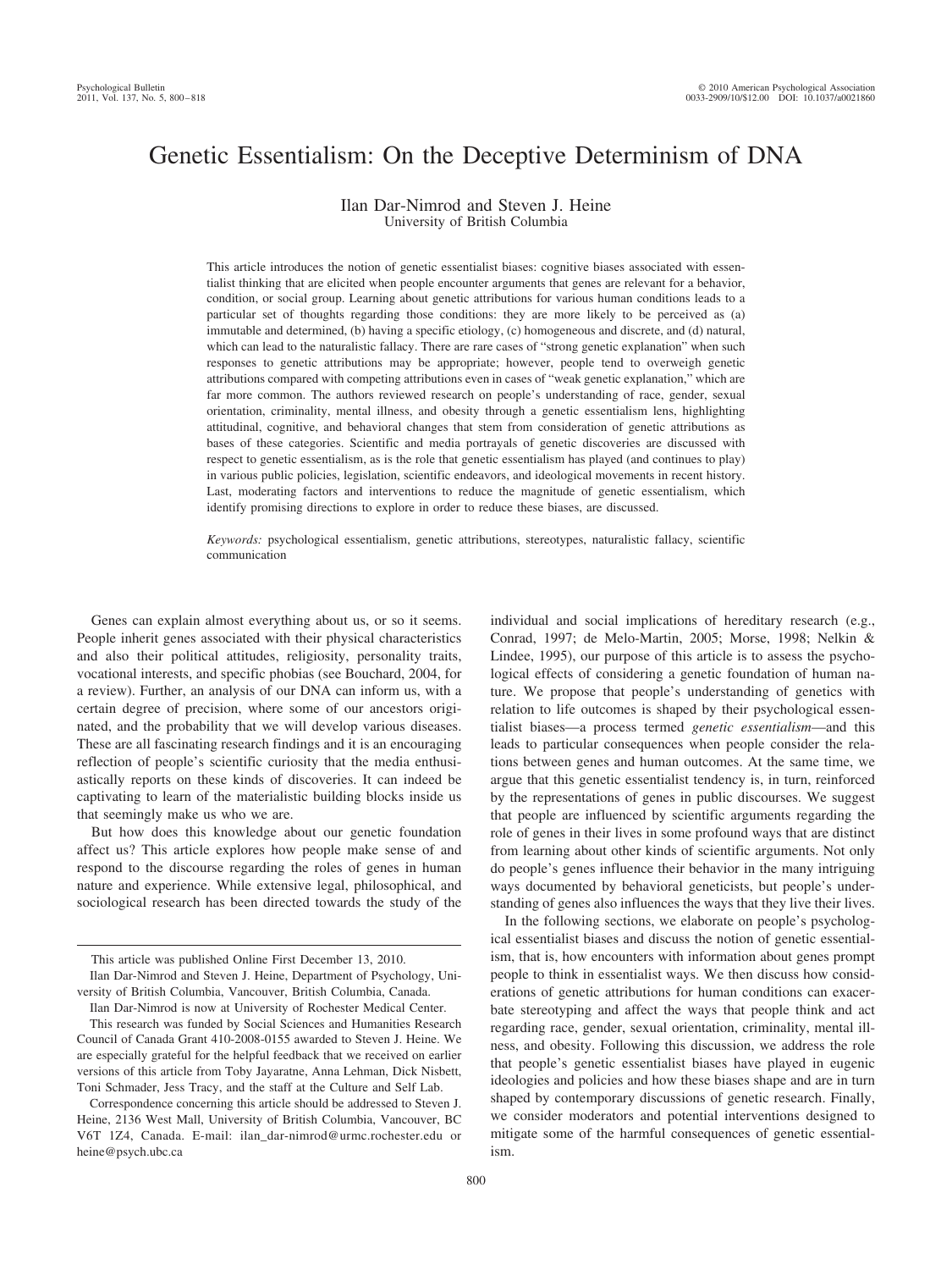# Genetic Essentialism: On the Deceptive Determinism of DNA

Ilan Dar-Nimrod and Steven J. Heine
University of British Columbia

This article introduces the notion of genetic essentialist biases: cognitive biases associated with essentialist thinking that are elicited when people encounter arguments that genes are relevant for a behavior, condition, or social group. Learning about genetic attributions for various human conditions leads to a particular set of thoughts regarding those conditions: they are more likely to be perceived as (a) immutable and determined, (b) having a specific etiology, (c) homogeneous and discrete, and (d) natural, which can lead to the naturalistic fallacy. There are rare cases of "strong genetic explanation" when such responses to genetic attributions may be appropriate; however, people tend to overweigh genetic attributions compared with competing attributions even in cases of "weak genetic explanation," which are far more common. The authors reviewed research on people's understanding of race, gender, sexual orientation, criminality, mental illness, and obesity through a genetic essentialism lens, highlighting attitudinal, cognitive, and behavioral changes that stem from consideration of genetic attributions as bases of these categories. Scientific and media portrayals of genetic discoveries are discussed with respect to genetic essentialism, as is the role that genetic essentialism has played (and continues to play) in various public policies, legislation, scientific endeavors, and ideological movements in recent history. Last, moderating factors and interventions to reduce the magnitude of genetic essentialism, which identify promising directions to explore in order to reduce these biases, are discussed.

*Keywords:* psychological essentialism, genetic attributions, stereotypes, naturalistic fallacy, scientific communication

Genes can explain almost everything about us, or so it seems. People inherit genes associated with their physical characteristics and also their political attitudes, religiosity, personality traits, vocational interests, and specific phobias (see Bouchard, 2004, for a review). Further, an analysis of our DNA can inform us, with a certain degree of precision, where some of our ancestors originated, and the probability that we will develop various diseases. These are all fascinating research findings and it is an encouraging reflection of people's scientific curiosity that the media enthusiastically reports on these kinds of discoveries. It can indeed be captivating to learn of the materialistic building blocks inside us that seemingly make us who we are.

But how does this knowledge about our genetic foundation affect us? This article explores how people make sense of and respond to the discourse regarding the roles of genes in human nature and experience. While extensive legal, philosophical, and sociological research has been directed towards the study of the individual and social implications of hereditary research (e.g., Conrad, 1997; de Melo-Martin, 2005; Morse, 1998; Nelkin & Lindee, 1995), our purpose of this article is to assess the psychological effects of considering a genetic foundation of human nature. We propose that people's understanding of genetics with relation to life outcomes is shaped by their psychological essentialist biases—a process termed *genetic essentialism*—and this leads to particular consequences when people consider the relations between genes and human outcomes. At the same time, we argue that this genetic essentialist tendency is, in turn, reinforced by the representations of genes in public discourses. We suggest that people are influenced by scientific arguments regarding the role of genes in their lives in some profound ways that are distinct from learning about other kinds of scientific arguments. Not only do people's genes influence their behavior in the many intriguing ways documented by behavioral geneticists, but people's understanding of genes also influences the ways that they live their lives.

In the following sections, we elaborate on people's psychological essentialist biases and discuss the notion of genetic essentialism, that is, how encounters with information about genes prompt people to think in essentialist ways. We then discuss how considerations of genetic attributions for human conditions can exacerbate stereotyping and affect the ways that people think and act regarding race, gender, sexual orientation, criminality, mental illness, and obesity. Following this discussion, we address the role that people's genetic essentialist biases have played in eugenic ideologies and policies and how these biases shape and are in turn shaped by contemporary discussions of genetic research. Finally, we consider moderators and potential interventions designed to mitigate some of the harmful consequences of genetic essentialism.

---

This article was published Online First December 13, 2010.

Ilan Dar-Nimrod and Steven J. Heine, Department of Psychology, University of British Columbia, Vancouver, British Columbia, Canada.

Ilan Dar-Nimrod is now at University of Rochester Medical Center.

This research was funded by Social Sciences and Humanities Research Council of Canada Grant 410-2008-0155 awarded to Steven J. Heine. We are especially grateful for the helpful feedback that we received on earlier versions of this article from Toby Jayaratne, Anna Lehman, Dick Nisbett, Toni Schmader, Jess Tracy, and the staff at the Culture and Self Lab.

Correspondence concerning this article should be addressed to Steven J. Heine, 2136 West Mall, University of British Columbia, Vancouver, BC V6T 1Z4, Canada. E-mail: ilan_dar-nimrod@urmc.rochester.edu or heine@psych.ubc.ca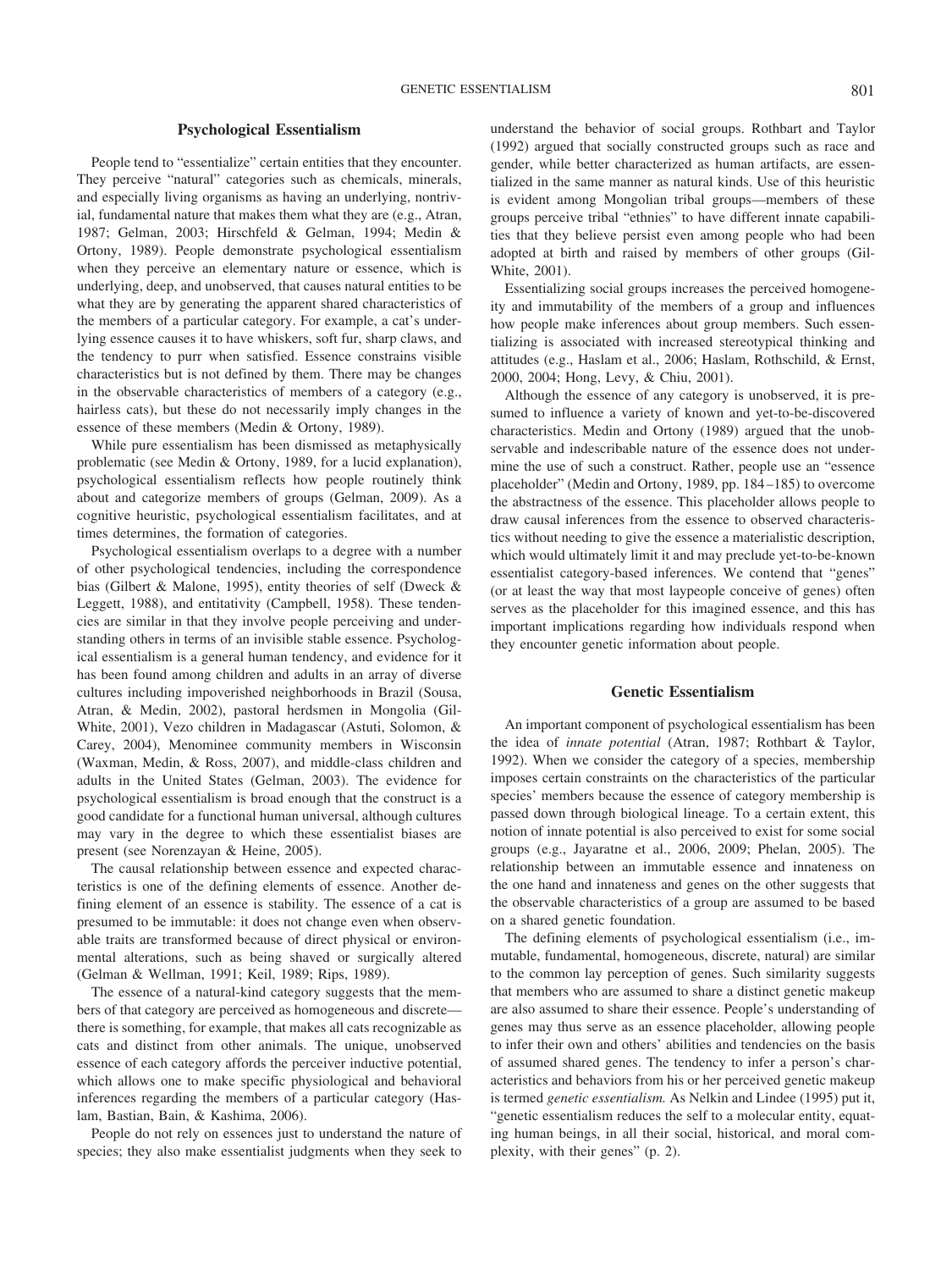## Psychological Essentialism

People tend to "essentialize" certain entities that they encounter. They perceive "natural" categories such as chemicals, minerals, and especially living organisms as having an underlying, nontrivial, fundamental nature that makes them what they are (e.g., Atran, 1987; Gelman, 2003; Hirschfeld & Gelman, 1994; Medin & Ortony, 1989). People demonstrate psychological essentialism when they perceive an elementary nature or essence, which is underlying, deep, and unobserved, that causes natural entities to be what they are by generating the apparent shared characteristics of the members of a particular category. For example, a cat's underlying essence causes it to have whiskers, soft fur, sharp claws, and the tendency to purr when satisfied. Essence constrains visible characteristics but is not defined by them. There may be changes in the observable characteristics of members of a category (e.g., hairless cats), but these do not necessarily imply changes in the essence of these members (Medin & Ortony, 1989).

While pure essentialism has been dismissed as metaphysically problematic (see Medin & Ortony, 1989, for a lucid explanation), psychological essentialism reflects how people routinely think about and categorize members of groups (Gelman, 2009). As a cognitive heuristic, psychological essentialism facilitates, and at times determines, the formation of categories.

Psychological essentialism overlaps to a degree with a number of other psychological tendencies, including the correspondence bias (Gilbert & Malone, 1995), entity theories of self (Dweck & Leggett, 1988), and entitativity (Campbell, 1958). These tendencies are similar in that they involve people perceiving and understanding others in terms of an invisible stable essence. Psychological essentialism is a general human tendency, and evidence for it has been found among children and adults in an array of diverse cultures including impoverished neighborhoods in Brazil (Sousa, Atran, & Medin, 2002), pastoral herdsmen in Mongolia (Gil-White, 2001), Vezo children in Madagascar (Astuti, Solomon, & Carey, 2004), Menominee community members in Wisconsin (Waxman, Medin, & Ross, 2007), and middle-class children and adults in the United States (Gelman, 2003). The evidence for psychological essentialism is broad enough that the construct is a good candidate for a functional human universal, although cultures may vary in the degree to which these essentialist biases are present (see Norenzayan & Heine, 2005).

The causal relationship between essence and expected characteristics is one of the defining elements of essence. Another defining element of an essence is stability. The essence of a cat is presumed to be immutable: it does not change even when observable traits are transformed because of direct physical or environmental alterations, such as being shaved or surgically altered (Gelman & Wellman, 1991; Keil, 1989; Rips, 1989).

The essence of a natural-kind category suggests that the members of that category are perceived as homogeneous and discrete—there is something, for example, that makes all cats recognizable as cats and distinct from other animals. The unique, unobserved essence of each category affords the perceiver inductive potential, which allows one to make specific physiological and behavioral inferences regarding the members of a particular category (Haslam, Bastian, Bain, & Kashima, 2006).

People do not rely on essences just to understand the nature of species; they also make essentialist judgments when they seek to understand the behavior of social groups. Rothbart and Taylor (1992) argued that socially constructed groups such as race and gender, while better characterized as human artifacts, are essentialized in the same manner as natural kinds. Use of this heuristic is evident among Mongolian tribal groups—members of these groups perceive tribal "ethnies" to have different innate capabilities that they believe persist even among people who had been adopted at birth and raised by members of other groups (Gil-White, 2001).

Essentializing social groups increases the perceived homogeneity and immutability of the members of a group and influences how people make inferences about group members. Such essentializing is associated with increased stereotypical thinking and attitudes (e.g., Haslam et al., 2006; Haslam, Rothschild, & Ernst, 2000, 2004; Hong, Levy, & Chiu, 2001).

Although the essence of any category is unobserved, it is presumed to influence a variety of known and yet-to-be-discovered characteristics. Medin and Ortony (1989) argued that the unobservable and indescribable nature of the essence does not undermine the use of such a construct. Rather, people use an "essence placeholder" (Medin and Ortony, 1989, pp. 184–185) to overcome the abstractness of the essence. This placeholder allows people to draw causal inferences from the essence to observed characteristics without needing to give the essence a materialistic description, which would ultimately limit it and may preclude yet-to-be-known essentialist category-based inferences. We contend that "genes" (or at least the way that most laypeople conceive of genes) often serves as the placeholder for this imagined essence, and this has important implications regarding how individuals respond when they encounter genetic information about people.

## Genetic Essentialism

An important component of psychological essentialism has been the idea of *innate potential* (Atran, 1987; Rothbart & Taylor, 1992). When we consider the category of a species, membership imposes certain constraints on the characteristics of the particular species' members because the essence of category membership is passed down through biological lineage. To a certain extent, this notion of innate potential is also perceived to exist for some social groups (e.g., Jayaratne et al., 2006, 2009; Phelan, 2005). The relationship between an immutable essence and innateness on the one hand and innateness and genes on the other suggests that the observable characteristics of a group are assumed to be based on a shared genetic foundation.

The defining elements of psychological essentialism (i.e., immutable, fundamental, homogeneous, discrete, natural) are similar to the common lay perception of genes. Such similarity suggests that members who are assumed to share a distinct genetic makeup are also assumed to share their essence. People's understanding of genes may thus serve as an essence placeholder, allowing people to infer their own and others' abilities and tendencies on the basis of assumed shared genes. The tendency to infer a person's characteristics and behaviors from his or her perceived genetic makeup is termed *genetic essentialism.* As Nelkin and Lindee (1995) put it, "genetic essentialism reduces the self to a molecular entity, equating human beings, in all their social, historical, and moral complexity, with their genes" (p. 2).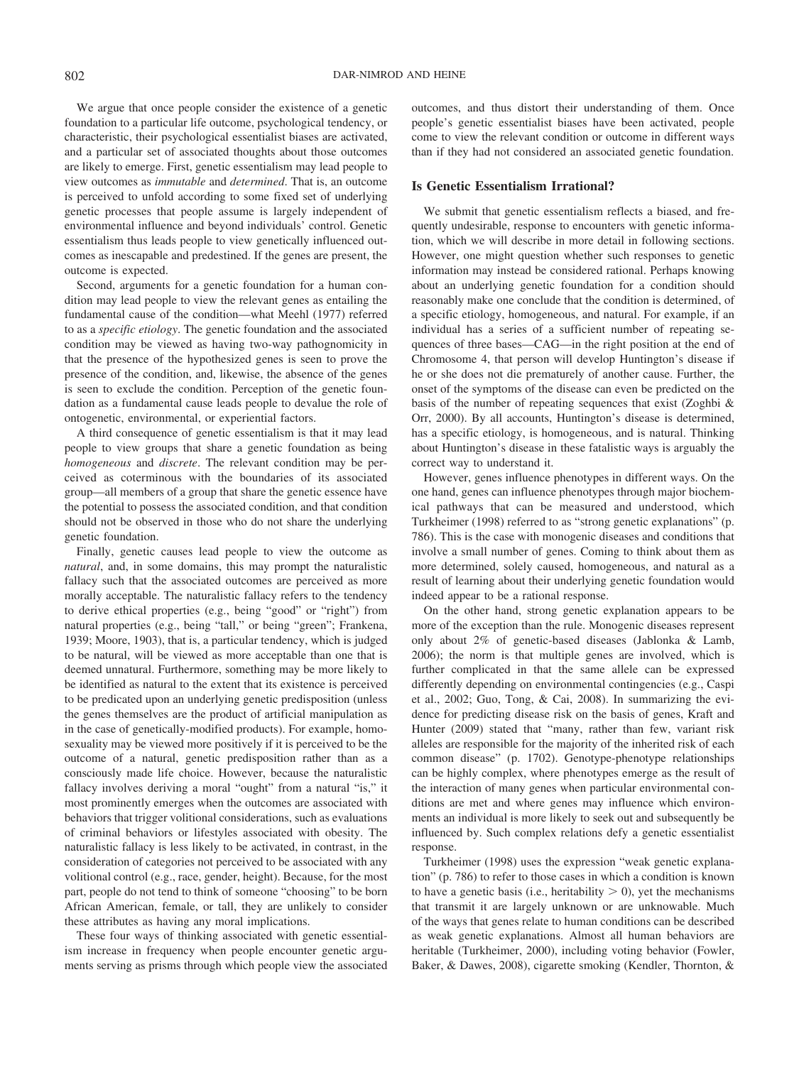We argue that once people consider the existence of a genetic foundation to a particular life outcome, psychological tendency, or characteristic, their psychological essentialist biases are activated, and a particular set of associated thoughts about those outcomes are likely to emerge. First, genetic essentialism may lead people to view outcomes as *immutable* and *determined*. That is, an outcome is perceived to unfold according to some fixed set of underlying genetic processes that people assume is largely independent of environmental influence and beyond individuals' control. Genetic essentialism thus leads people to view genetically influenced outcomes as inescapable and predestined. If the genes are present, the outcome is expected.

Second, arguments for a genetic foundation for a human condition may lead people to view the relevant genes as entailing the fundamental cause of the condition—what Meehl (1977) referred to as a *specific etiology*. The genetic foundation and the associated condition may be viewed as having two-way pathognomonicity in that the presence of the hypothesized genes is seen to prove the presence of the condition, and, likewise, the absence of the genes is seen to exclude the condition. Perception of the genetic foundation as a fundamental cause leads people to devalue the role of ontogenetic, environmental, or experiential factors.

A third consequence of genetic essentialism is that it may lead people to view groups that share a genetic foundation as being *homogeneous* and *discrete*. The relevant condition may be perceived as coterminous with the boundaries of its associated group—all members of a group that share the genetic essence have the potential to possess the associated condition, and that condition should not be observed in those who do not share the underlying genetic foundation.

Finally, genetic causes lead people to view the outcome as *natural*, and, in some domains, this may prompt the naturalistic fallacy such that the associated outcomes are perceived as more morally acceptable. The naturalistic fallacy refers to the tendency to derive ethical properties (e.g., being "good" or "right") from natural properties (e.g., being "tall," or being "green"; Frankena, 1939; Moore, 1903), that is, a particular tendency, which is judged to be natural, will be viewed as more acceptable than one that is deemed unnatural. Furthermore, something may be more likely to be identified as natural to the extent that its existence is perceived to be predicated upon an underlying genetic predisposition (unless the genes themselves are the product of artificial manipulation as in the case of genetically-modified products). For example, homosexuality may be viewed more positively if it is perceived to be the outcome of a natural, genetic predisposition rather than as a consciously made life choice. However, because the naturalistic fallacy involves deriving a moral "ought" from a natural "is," it most prominently emerges when the outcomes are associated with behaviors that trigger volitional considerations, such as evaluations of criminal behaviors or lifestyles associated with obesity. The naturalistic fallacy is less likely to be activated, in contrast, in the consideration of categories not perceived to be associated with any volitional control (e.g., race, gender, height). Because, for the most part, people do not tend to think of someone "choosing" to be born African American, female, or tall, they are unlikely to consider these attributes as having any moral implications.

These four ways of thinking associated with genetic essentialism increase in frequency when people encounter genetic arguments serving as prisms through which people view the associated outcomes, and thus distort their understanding of them. Once people's genetic essentialist biases have been activated, people come to view the relevant condition or outcome in different ways than if they had not considered an associated genetic foundation.

## Is Genetic Essentialism Irrational?

We submit that genetic essentialism reflects a biased, and frequently undesirable, response to encounters with genetic information, which we will describe in more detail in following sections. However, one might question whether such responses to genetic information may instead be considered rational. Perhaps knowing about an underlying genetic foundation for a condition should reasonably make one conclude that the condition is determined, of a specific etiology, homogeneous, and natural. For example, if an individual has a series of a sufficient number of repeating sequences of three bases—CAG—in the right position at the end of Chromosome 4, that person will develop Huntington's disease if he or she does not die prematurely of another cause. Further, the onset of the symptoms of the disease can even be predicted on the basis of the number of repeating sequences that exist (Zoghbi & Orr, 2000). By all accounts, Huntington's disease is determined, has a specific etiology, is homogeneous, and is natural. Thinking about Huntington's disease in these fatalistic ways is arguably the correct way to understand it.

However, genes influence phenotypes in different ways. On the one hand, genes can influence phenotypes through major biochemical pathways that can be measured and understood, which Turkheimer (1998) referred to as "strong genetic explanations" (p. 786). This is the case with monogenic diseases and conditions that involve a small number of genes. Coming to think about them as more determined, solely caused, homogeneous, and natural as a result of learning about their underlying genetic foundation would indeed appear to be a rational response.

On the other hand, strong genetic explanation appears to be more of the exception than the rule. Monogenic diseases represent only about 2% of genetic-based diseases (Jablonka & Lamb, 2006); the norm is that multiple genes are involved, which is further complicated in that the same allele can be expressed differently depending on environmental contingencies (e.g., Caspi et al., 2002; Guo, Tong, & Cai, 2008). In summarizing the evidence for predicting disease risk on the basis of genes, Kraft and Hunter (2009) stated that "many, rather than few, variant risk alleles are responsible for the majority of the inherited risk of each common disease" (p. 1702). Genotype-phenotype relationships can be highly complex, where phenotypes emerge as the result of the interaction of many genes when particular environmental conditions are met and where genes may influence which environments an individual is more likely to seek out and subsequently be influenced by. Such complex relations defy a genetic essentialist response.

Turkheimer (1998) uses the expression "weak genetic explanation" (p. 786) to refer to those cases in which a condition is known to have a genetic basis (i.e., heritability $> 0$), yet the mechanisms that transmit it are largely unknown or are unknowable. Much of the ways that genes relate to human conditions can be described as weak genetic explanations. Almost all human behaviors are heritable (Turkheimer, 2000), including voting behavior (Fowler, Baker, & Dawes, 2008), cigarette smoking (Kendler, Thornton, &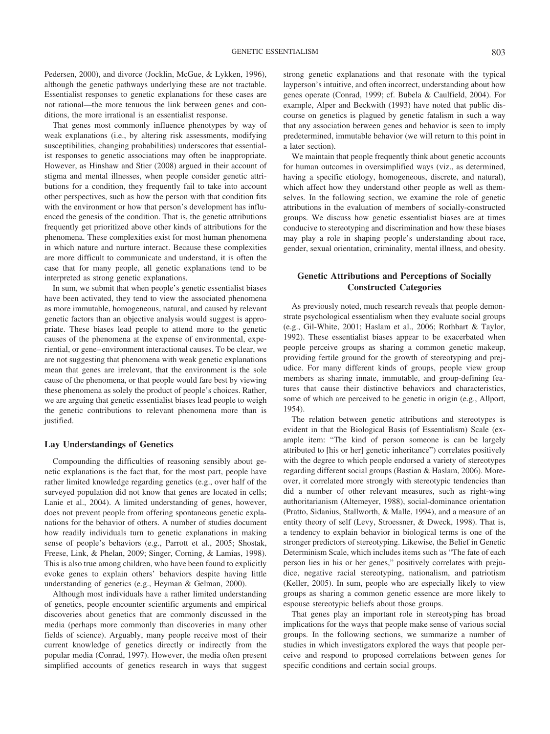Pedersen, 2000), and divorce (Jocklin, McGue, & Lykken, 1996), although the genetic pathways underlying these are not tractable. Essentialist responses to genetic explanations for these cases are not rational—the more tenuous the link between genes and conditions, the more irrational is an essentialist response.

That genes most commonly influence phenotypes by way of weak explanations (i.e., by altering risk assessments, modifying susceptibilities, changing probabilities) underscores that essentialist responses to genetic associations may often be inappropriate. However, as Hinshaw and Stier (2008) argued in their account of stigma and mental illnesses, when people consider genetic attributions for a condition, they frequently fail to take into account other perspectives, such as how the person with that condition fits with the environment or how that person's development has influenced the genesis of the condition. That is, the genetic attributions frequently get prioritized above other kinds of attributions for the phenomena. These complexities exist for most human phenomena in which nature and nurture interact. Because these complexities are more difficult to communicate and understand, it is often the case that for many people, all genetic explanations tend to be interpreted as strong genetic explanations.

In sum, we submit that when people's genetic essentialist biases have been activated, they tend to view the associated phenomena as more immutable, homogeneous, natural, and caused by relevant genetic factors than an objective analysis would suggest is appropriate. These biases lead people to attend more to the genetic causes of the phenomena at the expense of environmental, experiential, or gene–environment interactional causes. To be clear, we are not suggesting that phenomena with weak genetic explanations mean that genes are irrelevant, that the environment is the sole cause of the phenomena, or that people would fare best by viewing these phenomena as solely the product of people's choices. Rather, we are arguing that genetic essentialist biases lead people to weigh the genetic contributions to relevant phenomena more than is justified.

### Lay Understandings of Genetics

Compounding the difficulties of reasoning sensibly about genetic explanations is the fact that, for the most part, people have rather limited knowledge regarding genetics (e.g., over half of the surveyed population did not know that genes are located in cells; Lanie et al., 2004). A limited understanding of genes, however, does not prevent people from offering spontaneous genetic explanations for the behavior of others. A number of studies document how readily individuals turn to genetic explanations in making sense of people's behaviors (e.g., Parrott et al., 2005; Shostak, Freese, Link, & Phelan, 2009; Singer, Corning, & Lamias, 1998). This is also true among children, who have been found to explicitly evoke genes to explain others' behaviors despite having little understanding of genetics (e.g., Heyman & Gelman, 2000).

Although most individuals have a rather limited understanding of genetics, people encounter scientific arguments and empirical discoveries about genetics that are commonly discussed in the media (perhaps more commonly than discoveries in many other fields of science). Arguably, many people receive most of their current knowledge of genetics directly or indirectly from the popular media (Conrad, 1997). However, the media often present simplified accounts of genetics research in ways that suggest strong genetic explanations and that resonate with the typical layperson's intuitive, and often incorrect, understanding about how genes operate (Conrad, 1999; cf. Bubela & Caulfield, 2004). For example, Alper and Beckwith (1993) have noted that public discourse on genetics is plagued by genetic fatalism in such a way that any association between genes and behavior is seen to imply predetermined, immutable behavior (we will return to this point in a later section).

We maintain that people frequently think about genetic accounts for human outcomes in oversimplified ways (viz., as determined, having a specific etiology, homogeneous, discrete, and natural), which affect how they understand other people as well as themselves. In the following section, we examine the role of genetic attributions in the evaluation of members of socially-constructed groups. We discuss how genetic essentialist biases are at times conducive to stereotyping and discrimination and how these biases may play a role in shaping people's understanding about race, gender, sexual orientation, criminality, mental illness, and obesity.

## Genetic Attributions and Perceptions of Socially Constructed Categories

As previously noted, much research reveals that people demonstrate psychological essentialism when they evaluate social groups (e.g., Gil-White, 2001; Haslam et al., 2006; Rothbart & Taylor, 1992). These essentialist biases appear to be exacerbated when people perceive groups as sharing a common genetic makeup, providing fertile ground for the growth of stereotyping and prejudice. For many different kinds of groups, people view group members as sharing innate, immutable, and group-defining features that cause their distinctive behaviors and characteristics, some of which are perceived to be genetic in origin (e.g., Allport, 1954).

The relation between genetic attributions and stereotypes is evident in that the Biological Basis (of Essentialism) Scale (example item: "The kind of person someone is can be largely attributed to [his or her] genetic inheritance") correlates positively with the degree to which people endorsed a variety of stereotypes regarding different social groups (Bastian & Haslam, 2006). Moreover, it correlated more strongly with stereotypic tendencies than did a number of other relevant measures, such as right-wing authoritarianism (Altemeyer, 1988), social-dominance orientation (Pratto, Sidanius, Stallworth, & Malle, 1994), and a measure of an entity theory of self (Levy, Stroessner, & Dweck, 1998). That is, a tendency to explain behavior in biological terms is one of the stronger predictors of stereotyping. Likewise, the Belief in Genetic Determinism Scale, which includes items such as "The fate of each person lies in his or her genes," positively correlates with prejudice, negative racial stereotyping, nationalism, and patriotism (Keller, 2005). In sum, people who are especially likely to view groups as sharing a common genetic essence are more likely to espouse stereotypic beliefs about those groups.

That genes play an important role in stereotyping has broad implications for the ways that people make sense of various social groups. In the following sections, we summarize a number of studies in which investigators explored the ways that people perceive and respond to proposed correlations between genes for specific conditions and certain social groups.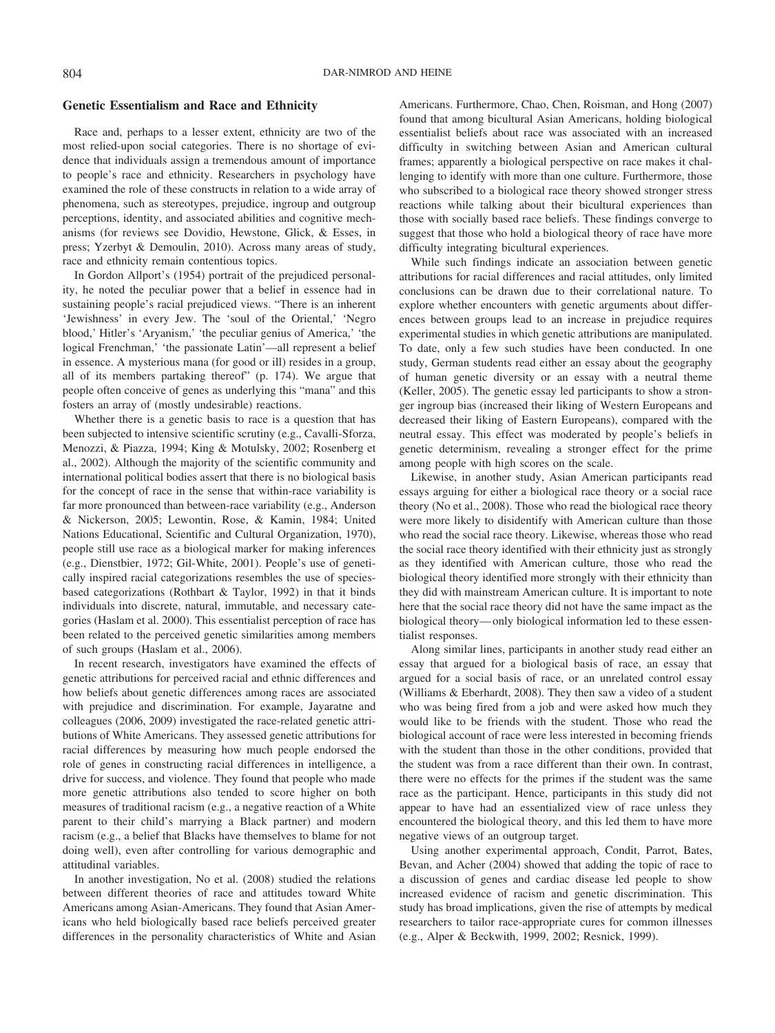## Genetic Essentialism and Race and Ethnicity

Race and, perhaps to a lesser extent, ethnicity are two of the most relied-upon social categories. There is no shortage of evidence that individuals assign a tremendous amount of importance to people's race and ethnicity. Researchers in psychology have examined the role of these constructs in relation to a wide array of phenomena, such as stereotypes, prejudice, ingroup and outgroup perceptions, identity, and associated abilities and cognitive mechanisms (for reviews see Dovidio, Hewstone, Glick, & Esses, in press; Yzerbyt & Demoulin, 2010). Across many areas of study, race and ethnicity remain contentious topics.

In Gordon Allport's (1954) portrait of the prejudiced personality, he noted the peculiar power that a belief in essence had in sustaining people's racial prejudiced views. "There is an inherent 'Jewishness' in every Jew. The 'soul of the Oriental,' 'Negro blood,' Hitler's 'Aryanism,' 'the peculiar genius of America,' 'the logical Frenchman,' 'the passionate Latin'—all represent a belief in essence. A mysterious mana (for good or ill) resides in a group, all of its members partaking thereof" (p. 174). We argue that people often conceive of genes as underlying this "mana" and this fosters an array of (mostly undesirable) reactions.

Whether there is a genetic basis to race is a question that has been subjected to intensive scientific scrutiny (e.g., Cavalli-Sforza, Menozzi, & Piazza, 1994; King & Motulsky, 2002; Rosenberg et al., 2002). Although the majority of the scientific community and international political bodies assert that there is no biological basis for the concept of race in the sense that within-race variability is far more pronounced than between-race variability (e.g., Anderson & Nickerson, 2005; Lewontin, Rose, & Kamin, 1984; United Nations Educational, Scientific and Cultural Organization, 1970), people still use race as a biological marker for making inferences (e.g., Dienstbier, 1972; Gil-White, 2001). People's use of genetically inspired racial categorizations resembles the use of species-based categorizations (Rothbart & Taylor, 1992) in that it binds individuals into discrete, natural, immutable, and necessary categories (Haslam et al. 2000). This essentialist perception of race has been related to the perceived genetic similarities among members of such groups (Haslam et al., 2006).

In recent research, investigators have examined the effects of genetic attributions for perceived racial and ethnic differences and how beliefs about genetic differences among races are associated with prejudice and discrimination. For example, Jayaratne and colleagues (2006, 2009) investigated the race-related genetic attributions of White Americans. They assessed genetic attributions for racial differences by measuring how much people endorsed the role of genes in constructing racial differences in intelligence, a drive for success, and violence. They found that people who made more genetic attributions also tended to score higher on both measures of traditional racism (e.g., a negative reaction of a White parent to their child's marrying a Black partner) and modern racism (e.g., a belief that Blacks have themselves to blame for not doing well), even after controlling for various demographic and attitudinal variables.

In another investigation, No et al. (2008) studied the relations between different theories of race and attitudes toward White Americans among Asian-Americans. They found that Asian Americans who held biologically based race beliefs perceived greater differences in the personality characteristics of White and Asian Americans. Furthermore, Chao, Chen, Roisman, and Hong (2007) found that among bicultural Asian Americans, holding biological essentialist beliefs about race was associated with an increased difficulty in switching between Asian and American cultural frames; apparently a biological perspective on race makes it challenging to identify with more than one culture. Furthermore, those who subscribed to a biological race theory showed stronger stress reactions while talking about their bicultural experiences than those with socially based race beliefs. These findings converge to suggest that those who hold a biological theory of race have more difficulty integrating bicultural experiences.

While such findings indicate an association between genetic attributions for racial differences and racial attitudes, only limited conclusions can be drawn due to their correlational nature. To explore whether encounters with genetic arguments about differences between groups lead to an increase in prejudice requires experimental studies in which genetic attributions are manipulated. To date, only a few such studies have been conducted. In one study, German students read either an essay about the geography of human genetic diversity or an essay with a neutral theme (Keller, 2005). The genetic essay led participants to show a stronger ingroup bias (increased their liking of Western Europeans and decreased their liking of Eastern Europeans), compared with the neutral essay. This effect was moderated by people's beliefs in genetic determinism, revealing a stronger effect for the prime among people with high scores on the scale.

Likewise, in another study, Asian American participants read essays arguing for either a biological race theory or a social race theory (No et al., 2008). Those who read the biological race theory were more likely to disidentify with American culture than those who read the social race theory. Likewise, whereas those who read the social race theory identified with their ethnicity just as strongly as they identified with American culture, those who read the biological theory identified more strongly with their ethnicity than they did with mainstream American culture. It is important to note here that the social race theory did not have the same impact as the biological theory—only biological information led to these essentialist responses.

Along similar lines, participants in another study read either an essay that argued for a biological basis of race, an essay that argued for a social basis of race, or an unrelated control essay (Williams & Eberhardt, 2008). They then saw a video of a student who was being fired from a job and were asked how much they would like to be friends with the student. Those who read the biological account of race were less interested in becoming friends with the student than those in the other conditions, provided that the student was from a race different than their own. In contrast, there were no effects for the primes if the student was the same race as the participant. Hence, participants in this study did not appear to have had an essentialized view of race unless they encountered the biological theory, and this led them to have more negative views of an outgroup target.

Using another experimental approach, Condit, Parrot, Bates, Bevan, and Acher (2004) showed that adding the topic of race to a discussion of genes and cardiac disease led people to show increased evidence of racism and genetic discrimination. This study has broad implications, given the rise of attempts by medical researchers to tailor race-appropriate cures for common illnesses (e.g., Alper & Beckwith, 1999, 2002; Resnick, 1999).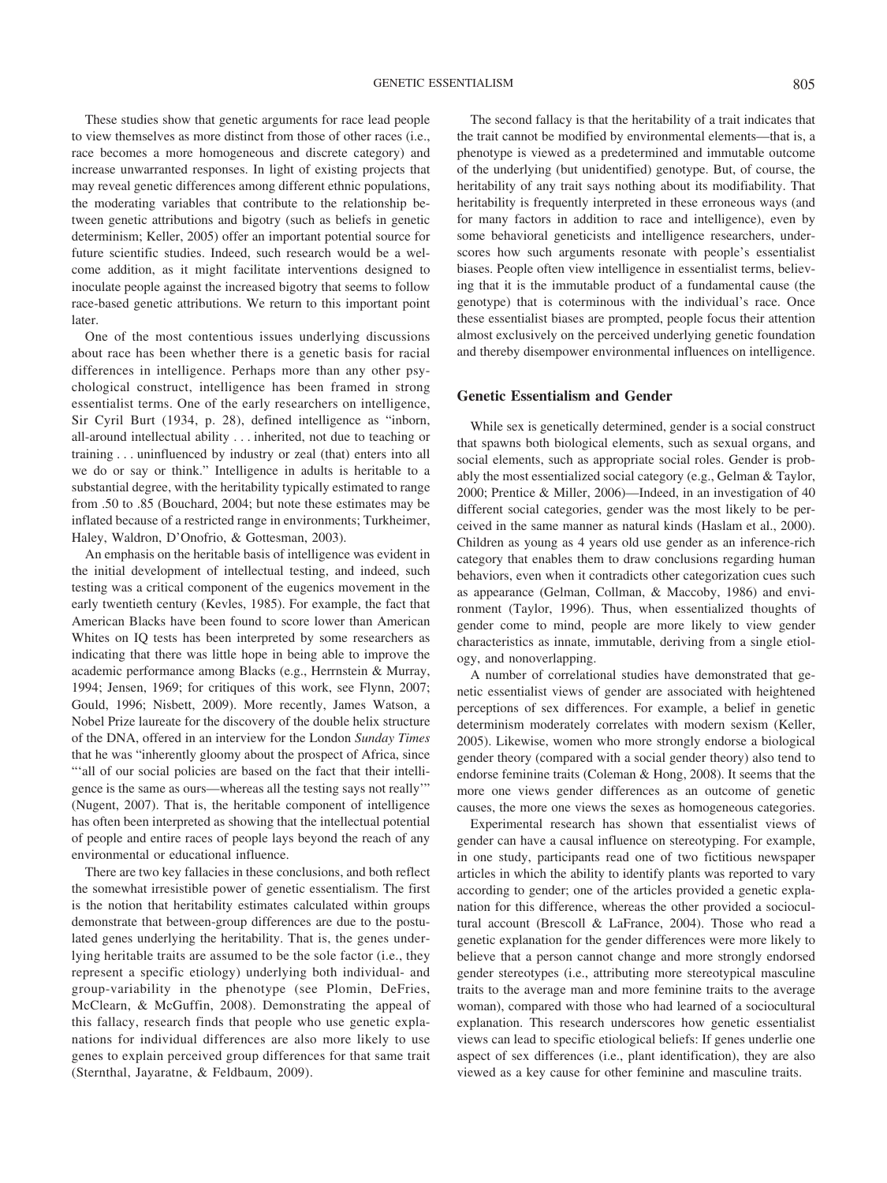These studies show that genetic arguments for race lead people to view themselves as more distinct from those of other races (i.e., race becomes a more homogeneous and discrete category) and increase unwarranted responses. In light of existing projects that may reveal genetic differences among different ethnic populations, the moderating variables that contribute to the relationship between genetic attributions and bigotry (such as beliefs in genetic determinism; Keller, 2005) offer an important potential source for future scientific studies. Indeed, such research would be a welcome addition, as it might facilitate interventions designed to inoculate people against the increased bigotry that seems to follow race-based genetic attributions. We return to this important point later.

One of the most contentious issues underlying discussions about race has been whether there is a genetic basis for racial differences in intelligence. Perhaps more than any other psychological construct, intelligence has been framed in strong essentialist terms. One of the early researchers on intelligence, Sir Cyril Burt (1934, p. 28), defined intelligence as "inborn, all-around intellectual ability . . . inherited, not due to teaching or training . . . uninfluenced by industry or zeal (that) enters into all we do or say or think." Intelligence in adults is heritable to a substantial degree, with the heritability typically estimated to range from .50 to .85 (Bouchard, 2004; but note these estimates may be inflated because of a restricted range in environments; Turkheimer, Haley, Waldron, D'Onofrio, & Gottesman, 2003).

An emphasis on the heritable basis of intelligence was evident in the initial development of intellectual testing, and indeed, such testing was a critical component of the eugenics movement in the early twentieth century (Kevles, 1985). For example, the fact that American Blacks have been found to score lower than American Whites on IQ tests has been interpreted by some researchers as indicating that there was little hope in being able to improve the academic performance among Blacks (e.g., Herrnstein & Murray, 1994; Jensen, 1969; for critiques of this work, see Flynn, 2007; Gould, 1996; Nisbett, 2009). More recently, James Watson, a Nobel Prize laureate for the discovery of the double helix structure of the DNA, offered in an interview for the London *Sunday Times* that he was "inherently gloomy about the prospect of Africa, since "'all of our social policies are based on the fact that their intelligence is the same as ours—whereas all the testing says not really'" (Nugent, 2007). That is, the heritable component of intelligence has often been interpreted as showing that the intellectual potential of people and entire races of people lays beyond the reach of any environmental or educational influence.

There are two key fallacies in these conclusions, and both reflect the somewhat irresistible power of genetic essentialism. The first is the notion that heritability estimates calculated within groups demonstrate that between-group differences are due to the postulated genes underlying the heritability. That is, the genes underlying heritable traits are assumed to be the sole factor (i.e., they represent a specific etiology) underlying both individual- and group-variability in the phenotype (see Plomin, DeFries, McClearn, & McGuffin, 2008). Demonstrating the appeal of this fallacy, research finds that people who use genetic explanations for individual differences are also more likely to use genes to explain perceived group differences for that same trait (Sternthal, Jayaratne, & Feldbaum, 2009).

The second fallacy is that the heritability of a trait indicates that the trait cannot be modified by environmental elements—that is, a phenotype is viewed as a predetermined and immutable outcome of the underlying (but unidentified) genotype. But, of course, the heritability of any trait says nothing about its modifiability. That heritability is frequently interpreted in these erroneous ways (and for many factors in addition to race and intelligence), even by some behavioral geneticists and intelligence researchers, underscores how such arguments resonate with people's essentialist biases. People often view intelligence in essentialist terms, believing that it is the immutable product of a fundamental cause (the genotype) that is coterminous with the individual's race. Once these essentialist biases are prompted, people focus their attention almost exclusively on the perceived underlying genetic foundation and thereby disempower environmental influences on intelligence.

## Genetic Essentialism and Gender

While sex is genetically determined, gender is a social construct that spawns both biological elements, such as sexual organs, and social elements, such as appropriate social roles. Gender is probably the most essentialized social category (e.g., Gelman & Taylor, 2000; Prentice & Miller, 2006)—Indeed, in an investigation of 40 different social categories, gender was the most likely to be perceived in the same manner as natural kinds (Haslam et al., 2000). Children as young as 4 years old use gender as an inference-rich category that enables them to draw conclusions regarding human behaviors, even when it contradicts other categorization cues such as appearance (Gelman, Collman, & Maccoby, 1986) and environment (Taylor, 1996). Thus, when essentialized thoughts of gender come to mind, people are more likely to view gender characteristics as innate, immutable, deriving from a single etiology, and nonoverlapping.

A number of correlational studies have demonstrated that genetic essentialist views of gender are associated with heightened perceptions of sex differences. For example, a belief in genetic determinism moderately correlates with modern sexism (Keller, 2005). Likewise, women who more strongly endorse a biological gender theory (compared with a social gender theory) also tend to endorse feminine traits (Coleman & Hong, 2008). It seems that the more one views gender differences as an outcome of genetic causes, the more one views the sexes as homogeneous categories.

Experimental research has shown that essentialist views of gender can have a causal influence on stereotyping. For example, in one study, participants read one of two fictitious newspaper articles in which the ability to identify plants was reported to vary according to gender; one of the articles provided a genetic explanation for this difference, whereas the other provided a sociocultural account (Brescoll & LaFrance, 2004). Those who read a genetic explanation for the gender differences were more likely to believe that a person cannot change and more strongly endorsed gender stereotypes (i.e., attributing more stereotypical masculine traits to the average man and more feminine traits to the average woman), compared with those who had learned of a sociocultural explanation. This research underscores how genetic essentialist views can lead to specific etiological beliefs: If genes underlie one aspect of sex differences (i.e., plant identification), they are also viewed as a key cause for other feminine and masculine traits.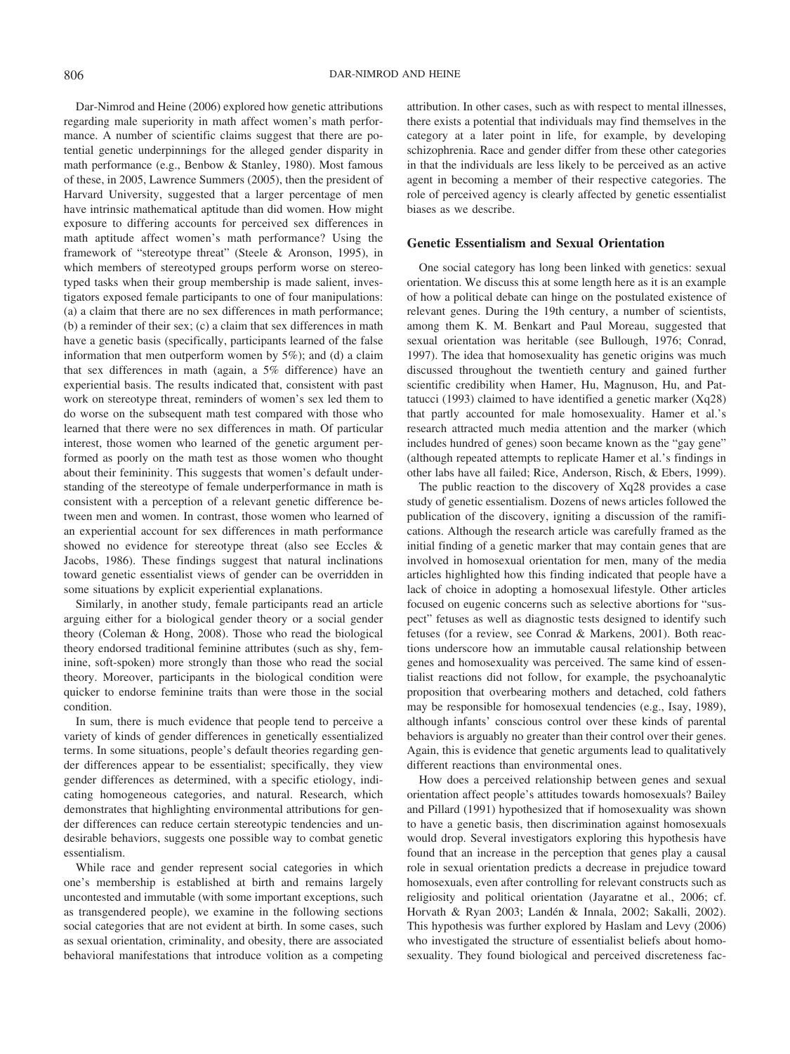Dar-Nimrod and Heine (2006) explored how genetic attributions regarding male superiority in math affect women's math performance. A number of scientific claims suggest that there are potential genetic underpinnings for the alleged gender disparity in math performance (e.g., Benbow & Stanley, 1980). Most famous of these, in 2005, Lawrence Summers (2005), then the president of Harvard University, suggested that a larger percentage of men have intrinsic mathematical aptitude than did women. How might exposure to differing accounts for perceived sex differences in math aptitude affect women's math performance? Using the framework of "stereotype threat" (Steele & Aronson, 1995), in which members of stereotyped groups perform worse on stereotyped tasks when their group membership is made salient, investigators exposed female participants to one of four manipulations: (a) a claim that there are no sex differences in math performance; (b) a reminder of their sex; (c) a claim that sex differences in math have a genetic basis (specifically, participants learned of the false information that men outperform women by 5%); and (d) a claim that sex differences in math (again, a 5% difference) have an experiential basis. The results indicated that, consistent with past work on stereotype threat, reminders of women's sex led them to do worse on the subsequent math test compared with those who learned that there were no sex differences in math. Of particular interest, those women who learned of the genetic argument performed as poorly on the math test as those women who thought about their femininity. This suggests that women's default understanding of the stereotype of female underperformance in math is consistent with a perception of a relevant genetic difference between men and women. In contrast, those women who learned of an experiential account for sex differences in math performance showed no evidence for stereotype threat (also see Eccles & Jacobs, 1986). These findings suggest that natural inclinations toward genetic essentialist views of gender can be overridden in some situations by explicit experiential explanations.

Similarly, in another study, female participants read an article arguing either for a biological gender theory or a social gender theory (Coleman & Hong, 2008). Those who read the biological theory endorsed traditional feminine attributes (such as shy, feminine, soft-spoken) more strongly than those who read the social theory. Moreover, participants in the biological condition were quicker to endorse feminine traits than were those in the social condition.

In sum, there is much evidence that people tend to perceive a variety of kinds of gender differences in genetically essentialized terms. In some situations, people's default theories regarding gender differences appear to be essentialist; specifically, they view gender differences as determined, with a specific etiology, indicating homogeneous categories, and natural. Research, which demonstrates that highlighting environmental attributions for gender differences can reduce certain stereotypic tendencies and undesirable behaviors, suggests one possible way to combat genetic essentialism.

While race and gender represent social categories in which one's membership is established at birth and remains largely uncontested and immutable (with some important exceptions, such as transgendered people), we examine in the following sections social categories that are not evident at birth. In some cases, such as sexual orientation, criminality, and obesity, there are associated behavioral manifestations that introduce volition as a competing attribution. In other cases, such as with respect to mental illnesses, there exists a potential that individuals may find themselves in the category at a later point in life, for example, by developing schizophrenia. Race and gender differ from these other categories in that the individuals are less likely to be perceived as an active agent in becoming a member of their respective categories. The role of perceived agency is clearly affected by genetic essentialist biases as we describe.

## Genetic Essentialism and Sexual Orientation

One social category has long been linked with genetics: sexual orientation. We discuss this at some length here as it is an example of how a political debate can hinge on the postulated existence of relevant genes. During the 19th century, a number of scientists, among them K. M. Benkart and Paul Moreau, suggested that sexual orientation was heritable (see Bullough, 1976; Conrad, 1997). The idea that homosexuality has genetic origins was much discussed throughout the twentieth century and gained further scientific credibility when Hamer, Hu, Magnuson, Hu, and Pattatucci (1993) claimed to have identified a genetic marker (Xq28) that partly accounted for male homosexuality. Hamer et al.'s research attracted much media attention and the marker (which includes hundred of genes) soon became known as the "gay gene" (although repeated attempts to replicate Hamer et al.'s findings in other labs have all failed; Rice, Anderson, Risch, & Ebers, 1999).

The public reaction to the discovery of Xq28 provides a case study of genetic essentialism. Dozens of news articles followed the publication of the discovery, igniting a discussion of the ramifications. Although the research article was carefully framed as the initial finding of a genetic marker that may contain genes that are involved in homosexual orientation for men, many of the media articles highlighted how this finding indicated that people have a lack of choice in adopting a homosexual lifestyle. Other articles focused on eugenic concerns such as selective abortions for "suspect" fetuses as well as diagnostic tests designed to identify such fetuses (for a review, see Conrad & Markens, 2001). Both reactions underscore how an immutable causal relationship between genes and homosexuality was perceived. The same kind of essentialist reactions did not follow, for example, the psychoanalytic proposition that overbearing mothers and detached, cold fathers may be responsible for homosexual tendencies (e.g., Isay, 1989), although infants' conscious control over these kinds of parental behaviors is arguably no greater than their control over their genes. Again, this is evidence that genetic arguments lead to qualitatively different reactions than environmental ones.

How does a perceived relationship between genes and sexual orientation affect people's attitudes towards homosexuals? Bailey and Pillard (1991) hypothesized that if homosexuality was shown to have a genetic basis, then discrimination against homosexuals would drop. Several investigators exploring this hypothesis have found that an increase in the perception that genes play a causal role in sexual orientation predicts a decrease in prejudice toward homosexuals, even after controlling for relevant constructs such as religiosity and political orientation (Jayaratne et al., 2006; cf. Horvath & Ryan 2003; Landén & Innala, 2002; Sakalli, 2002). This hypothesis was further explored by Haslam and Levy (2006) who investigated the structure of essentialist beliefs about homosexuality. They found biological and perceived discreteness fac-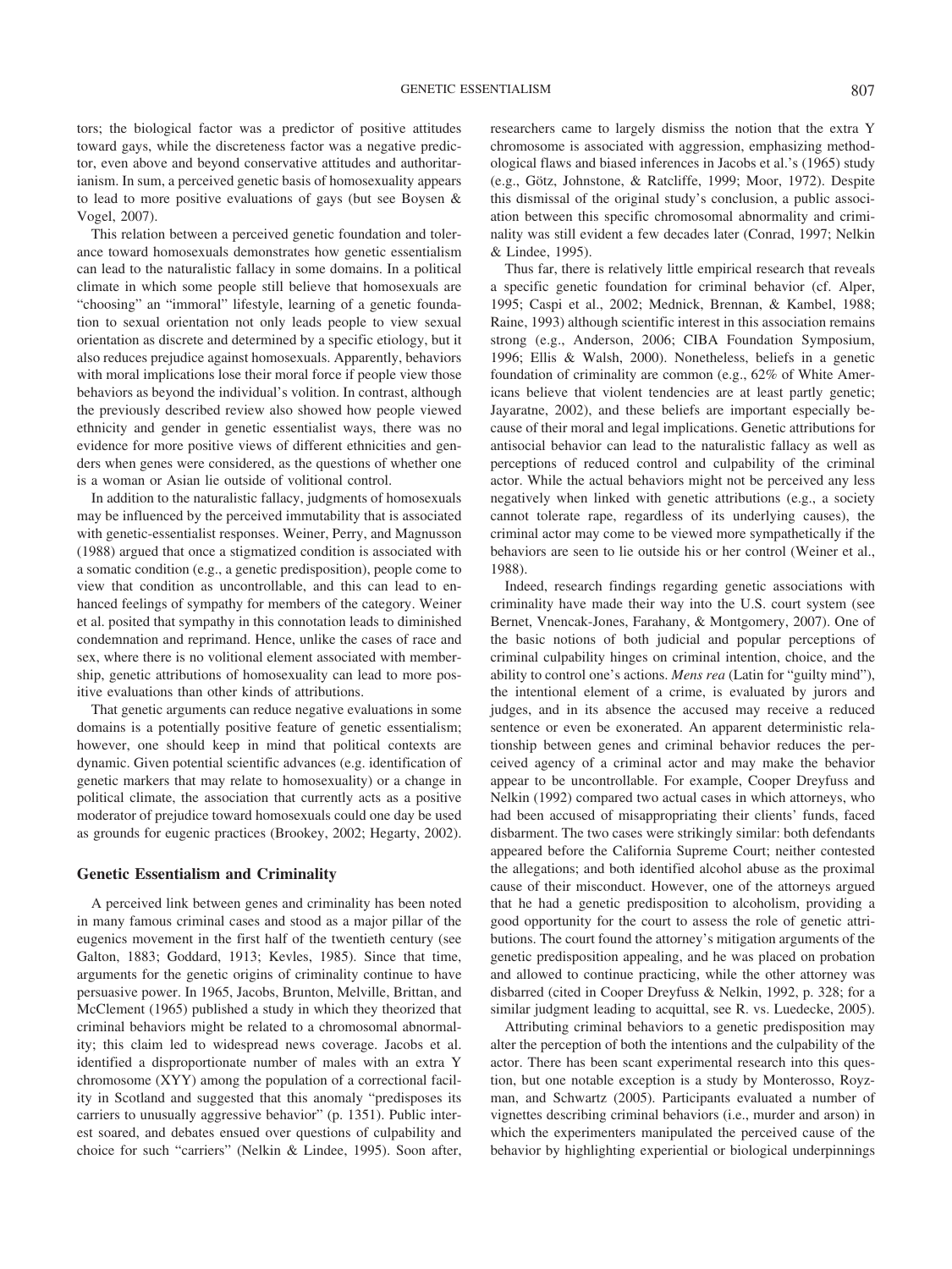tors; the biological factor was a predictor of positive attitudes toward gays, while the discreteness factor was a negative predictor, even above and beyond conservative attitudes and authoritarianism. In sum, a perceived genetic basis of homosexuality appears to lead to more positive evaluations of gays (but see Boysen & Vogel, 2007).

This relation between a perceived genetic foundation and tolerance toward homosexuals demonstrates how genetic essentialism can lead to the naturalistic fallacy in some domains. In a political climate in which some people still believe that homosexuals are "choosing" an "immoral" lifestyle, learning of a genetic foundation to sexual orientation not only leads people to view sexual orientation as discrete and determined by a specific etiology, but it also reduces prejudice against homosexuals. Apparently, behaviors with moral implications lose their moral force if people view those behaviors as beyond the individual's volition. In contrast, although the previously described review also showed how people viewed ethnicity and gender in genetic essentialist ways, there was no evidence for more positive views of different ethnicities and genders when genes were considered, as the questions of whether one is a woman or Asian lie outside of volitional control.

In addition to the naturalistic fallacy, judgments of homosexuals may be influenced by the perceived immutability that is associated with genetic-essentialist responses. Weiner, Perry, and Magnusson (1988) argued that once a stigmatized condition is associated with a somatic condition (e.g., a genetic predisposition), people come to view that condition as uncontrollable, and this can lead to enhanced feelings of sympathy for members of the category. Weiner et al. posited that sympathy in this connotation leads to diminished condemnation and reprimand. Hence, unlike the cases of race and sex, where there is no volitional element associated with membership, genetic attributions of homosexuality can lead to more positive evaluations than other kinds of attributions.

That genetic arguments can reduce negative evaluations in some domains is a potentially positive feature of genetic essentialism; however, one should keep in mind that political contexts are dynamic. Given potential scientific advances (e.g. identification of genetic markers that may relate to homosexuality) or a change in political climate, the association that currently acts as a positive moderator of prejudice toward homosexuals could one day be used as grounds for eugenic practices (Brookey, 2002; Hegarty, 2002).

## Genetic Essentialism and Criminality

A perceived link between genes and criminality has been noted in many famous criminal cases and stood as a major pillar of the eugenics movement in the first half of the twentieth century (see Galton, 1883; Goddard, 1913; Kevles, 1985). Since that time, arguments for the genetic origins of criminality continue to have persuasive power. In 1965, Jacobs, Brunton, Melville, Brittan, and McClement (1965) published a study in which they theorized that criminal behaviors might be related to a chromosomal abnormality; this claim led to widespread news coverage. Jacobs et al. identified a disproportionate number of males with an extra Y chromosome (XYY) among the population of a correctional facility in Scotland and suggested that this anomaly "predisposes its carriers to unusually aggressive behavior" (p. 1351). Public interest soared, and debates ensued over questions of culpability and choice for such "carriers" (Nelkin & Lindee, 1995). Soon after, researchers came to largely dismiss the notion that the extra Y chromosome is associated with aggression, emphasizing methodological flaws and biased inferences in Jacobs et al.'s (1965) study (e.g., Götz, Johnstone, & Ratcliffe, 1999; Moor, 1972). Despite this dismissal of the original study's conclusion, a public association between this specific chromosomal abnormality and criminality was still evident a few decades later (Conrad, 1997; Nelkin & Lindee, 1995).

Thus far, there is relatively little empirical research that reveals a specific genetic foundation for criminal behavior (cf. Alper, 1995; Caspi et al., 2002; Mednick, Brennan, & Kambel, 1988; Raine, 1993) although scientific interest in this association remains strong (e.g., Anderson, 2006; CIBA Foundation Symposium, 1996; Ellis & Walsh, 2000). Nonetheless, beliefs in a genetic foundation of criminality are common (e.g., 62% of White Americans believe that violent tendencies are at least partly genetic; Jayaratne, 2002), and these beliefs are important especially because of their moral and legal implications. Genetic attributions for antisocial behavior can lead to the naturalistic fallacy as well as perceptions of reduced control and culpability of the criminal actor. While the actual behaviors might not be perceived any less negatively when linked with genetic attributions (e.g., a society cannot tolerate rape, regardless of its underlying causes), the criminal actor may come to be viewed more sympathetically if the behaviors are seen to lie outside his or her control (Weiner et al., 1988).

Indeed, research findings regarding genetic associations with criminality have made their way into the U.S. court system (see Bernet, Vnencak-Jones, Farahany, & Montgomery, 2007). One of the basic notions of both judicial and popular perceptions of criminal culpability hinges on criminal intention, choice, and the ability to control one's actions. *Mens rea* (Latin for "guilty mind"), the intentional element of a crime, is evaluated by jurors and judges, and in its absence the accused may receive a reduced sentence or even be exonerated. An apparent deterministic relationship between genes and criminal behavior reduces the perceived agency of a criminal actor and may make the behavior appear to be uncontrollable. For example, Cooper Dreyfuss and Nelkin (1992) compared two actual cases in which attorneys, who had been accused of misappropriating their clients' funds, faced disbarment. The two cases were strikingly similar: both defendants appeared before the California Supreme Court; neither contested the allegations; and both identified alcohol abuse as the proximal cause of their misconduct. However, one of the attorneys argued that he had a genetic predisposition to alcoholism, providing a good opportunity for the court to assess the role of genetic attributions. The court found the attorney's mitigation arguments of the genetic predisposition appealing, and he was placed on probation and allowed to continue practicing, while the other attorney was disbarred (cited in Cooper Dreyfuss & Nelkin, 1992, p. 328; for a similar judgment leading to acquittal, see R. vs. Luedecke, 2005).

Attributing criminal behaviors to a genetic predisposition may alter the perception of both the intentions and the culpability of the actor. There has been scant experimental research into this question, but one notable exception is a study by Monterosso, Royzman, and Schwartz (2005). Participants evaluated a number of vignettes describing criminal behaviors (i.e., murder and arson) in which the experimenters manipulated the perceived cause of the behavior by highlighting experiential or biological underpinnings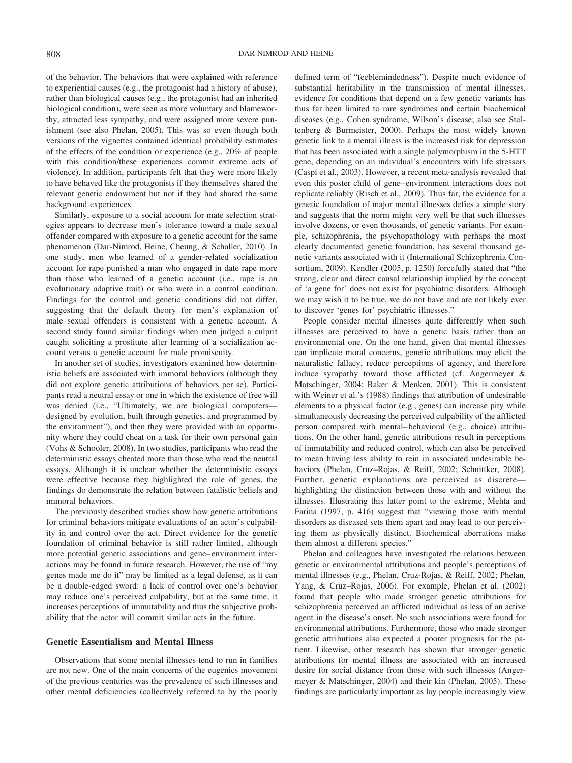of the behavior. The behaviors that were explained with reference to experiential causes (e.g., the protagonist had a history of abuse), rather than biological causes (e.g., the protagonist had an inherited biological condition), were seen as more voluntary and blameworthy, attracted less sympathy, and were assigned more severe punishment (see also Phelan, 2005). This was so even though both versions of the vignettes contained identical probability estimates of the effects of the condition or experience (e.g., 20% of people with this condition/these experiences commit extreme acts of violence). In addition, participants felt that they were more likely to have behaved like the protagonists if they themselves shared the relevant genetic endowment but not if they had shared the same background experiences.

Similarly, exposure to a social account for mate selection strategies appears to decrease men's tolerance toward a male sexual offender compared with exposure to a genetic account for the same phenomenon (Dar-Nimrod, Heine, Cheung, & Schaller, 2010). In one study, men who learned of a gender-related socialization account for rape punished a man who engaged in date rape more than those who learned of a genetic account (i.e., rape is an evolutionary adaptive trait) or who were in a control condition. Findings for the control and genetic conditions did not differ, suggesting that the default theory for men's explanation of male sexual offenders is consistent with a genetic account. A second study found similar findings when men judged a culprit caught soliciting a prostitute after learning of a socialization account versus a genetic account for male promiscuity.

In another set of studies, investigators examined how deterministic beliefs are associated with immoral behaviors (although they did not explore genetic attributions of behaviors per se). Participants read a neutral essay or one in which the existence of free will was denied (i.e., "Ultimately, we are biological computers—designed by evolution, built through genetics, and programmed by the environment"), and then they were provided with an opportunity where they could cheat on a task for their own personal gain (Vohs & Schooler, 2008). In two studies, participants who read the deterministic essays cheated more than those who read the neutral essays. Although it is unclear whether the deterministic essays were effective because they highlighted the role of genes, the findings do demonstrate the relation between fatalistic beliefs and immoral behaviors.

The previously described studies show how genetic attributions for criminal behaviors mitigate evaluations of an actor's culpability in and control over the act. Direct evidence for the genetic foundation of criminal behavior is still rather limited, although more potential genetic associations and gene–environment interactions may be found in future research. However, the use of "my genes made me do it" may be limited as a legal defense, as it can be a double-edged sword: a lack of control over one's behavior may reduce one's perceived culpability, but at the same time, it increases perceptions of immutability and thus the subjective probability that the actor will commit similar acts in the future.

## Genetic Essentialism and Mental Illness

Observations that some mental illnesses tend to run in families are not new. One of the main concerns of the eugenics movement of the previous centuries was the prevalence of such illnesses and other mental deficiencies (collectively referred to by the poorly defined term of "feeblemindedness"). Despite much evidence of substantial heritability in the transmission of mental illnesses, evidence for conditions that depend on a few genetic variants has thus far been limited to rare syndromes and certain biochemical diseases (e.g., Cohen syndrome, Wilson's disease; also see Stoltenberg & Burmeister, 2000). Perhaps the most widely known genetic link to a mental illness is the increased risk for depression that has been associated with a single polymorphism in the 5-HTT gene, depending on an individual's encounters with life stressors (Caspi et al., 2003). However, a recent meta-analysis revealed that even this poster child of gene–environment interactions does not replicate reliably (Risch et al., 2009). Thus far, the evidence for a genetic foundation of major mental illnesses defies a simple story and suggests that the norm might very well be that such illnesses involve dozens, or even thousands, of genetic variants. For example, schizophrenia, the psychopathology with perhaps the most clearly documented genetic foundation, has several thousand genetic variants associated with it (International Schizophrenia Consortium, 2009). Kendler (2005, p. 1250) forcefully stated that "the strong, clear and direct causal relationship implied by the concept of 'a gene for' does not exist for psychiatric disorders. Although we may wish it to be true, we do not have and are not likely ever to discover 'genes for' psychiatric illnesses."

People consider mental illnesses quite differently when such illnesses are perceived to have a genetic basis rather than an environmental one. On the one hand, given that mental illnesses can implicate moral concerns, genetic attributions may elicit the naturalistic fallacy, reduce perceptions of agency, and therefore induce sympathy toward those afflicted (cf. Angermeyer & Matschinger, 2004; Baker & Menken, 2001). This is consistent with Weiner et al.'s (1988) findings that attribution of undesirable elements to a physical factor (e.g., genes) can increase pity while simultaneously decreasing the perceived culpability of the afflicted person compared with mental–behavioral (e.g., choice) attributions. On the other hand, genetic attributions result in perceptions of immutability and reduced control, which can also be perceived to mean having less ability to rein in associated undesirable behaviors (Phelan, Cruz-Rojas, & Reiff, 2002; Schnittker, 2008). Further, genetic explanations are perceived as discrete—highlighting the distinction between those with and without the illnesses. Illustrating this latter point to the extreme, Mehta and Farina (1997, p. 416) suggest that "viewing those with mental disorders as diseased sets them apart and may lead to our perceiving them as physically distinct. Biochemical aberrations make them almost a different species."

Phelan and colleagues have investigated the relations between genetic or environmental attributions and people's perceptions of mental illnesses (e.g., Phelan, Cruz-Rojas, & Reiff, 2002; Phelan, Yang, & Cruz-Rojas, 2006). For example, Phelan et al. (2002) found that people who made stronger genetic attributions for schizophrenia perceived an afflicted individual as less of an active agent in the disease's onset. No such associations were found for environmental attributions. Furthermore, those who made stronger genetic attributions also expected a poorer prognosis for the patient. Likewise, other research has shown that stronger genetic attributions for mental illness are associated with an increased desire for social distance from those with such illnesses (Angermeyer & Matschinger, 2004) and their kin (Phelan, 2005). These findings are particularly important as lay people increasingly view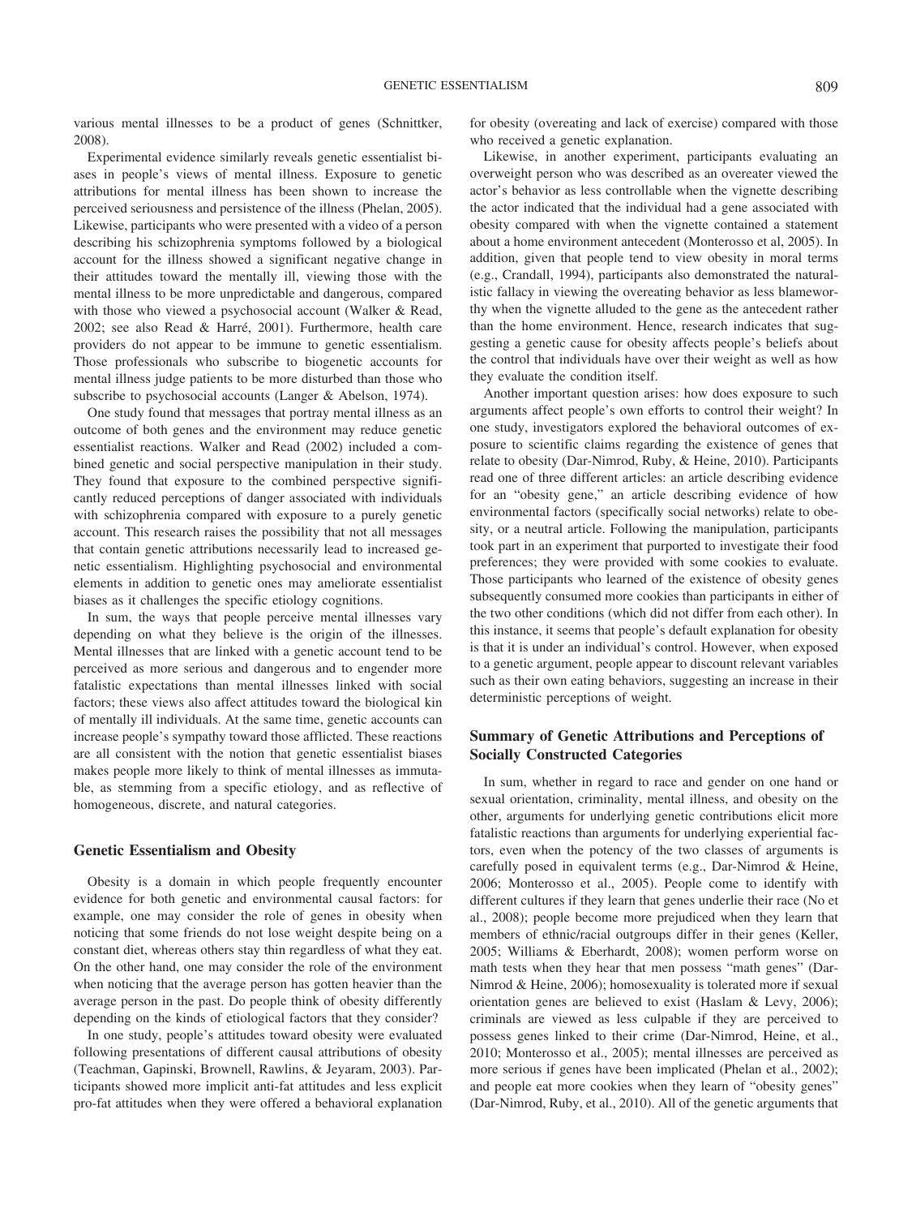various mental illnesses to be a product of genes (Schnittker, 2008).

Experimental evidence similarly reveals genetic essentialist biases in people's views of mental illness. Exposure to genetic attributions for mental illness has been shown to increase the perceived seriousness and persistence of the illness (Phelan, 2005). Likewise, participants who were presented with a video of a person describing his schizophrenia symptoms followed by a biological account for the illness showed a significant negative change in their attitudes toward the mentally ill, viewing those with the mental illness to be more unpredictable and dangerous, compared with those who viewed a psychosocial account (Walker & Read, 2002; see also Read & Harré, 2001). Furthermore, health care providers do not appear to be immune to genetic essentialism. Those professionals who subscribe to biogenetic accounts for mental illness judge patients to be more disturbed than those who subscribe to psychosocial accounts (Langer & Abelson, 1974).

One study found that messages that portray mental illness as an outcome of both genes and the environment may reduce genetic essentialist reactions. Walker and Read (2002) included a combined genetic and social perspective manipulation in their study. They found that exposure to the combined perspective significantly reduced perceptions of danger associated with individuals with schizophrenia compared with exposure to a purely genetic account. This research raises the possibility that not all messages that contain genetic attributions necessarily lead to increased genetic essentialism. Highlighting psychosocial and environmental elements in addition to genetic ones may ameliorate essentialist biases as it challenges the specific etiology cognitions.

In sum, the ways that people perceive mental illnesses vary depending on what they believe is the origin of the illnesses. Mental illnesses that are linked with a genetic account tend to be perceived as more serious and dangerous and to engender more fatalistic expectations than mental illnesses linked with social factors; these views also affect attitudes toward the biological kin of mentally ill individuals. At the same time, genetic accounts can increase people's sympathy toward those afflicted. These reactions are all consistent with the notion that genetic essentialist biases makes people more likely to think of mental illnesses as immutable, as stemming from a specific etiology, and as reflective of homogeneous, discrete, and natural categories.

### Genetic Essentialism and Obesity

Obesity is a domain in which people frequently encounter evidence for both genetic and environmental causal factors: for example, one may consider the role of genes in obesity when noticing that some friends do not lose weight despite being on a constant diet, whereas others stay thin regardless of what they eat. On the other hand, one may consider the role of the environment when noticing that the average person has gotten heavier than the average person in the past. Do people think of obesity differently depending on the kinds of etiological factors that they consider?

In one study, people's attitudes toward obesity were evaluated following presentations of different causal attributions of obesity (Teachman, Gapinski, Brownell, Rawlins, & Jeyaram, 2003). Participants showed more implicit anti-fat attitudes and less explicit pro-fat attitudes when they were offered a behavioral explanation for obesity (overeating and lack of exercise) compared with those who received a genetic explanation.

Likewise, in another experiment, participants evaluating an overweight person who was described as an overeater viewed the actor's behavior as less controllable when the vignette describing the actor indicated that the individual had a gene associated with obesity compared with when the vignette contained a statement about a home environment antecedent (Monterosso et al, 2005). In addition, given that people tend to view obesity in moral terms (e.g., Crandall, 1994), participants also demonstrated the naturalistic fallacy in viewing the overeating behavior as less blameworthy when the vignette alluded to the gene as the antecedent rather than the home environment. Hence, research indicates that suggesting a genetic cause for obesity affects people's beliefs about the control that individuals have over their weight as well as how they evaluate the condition itself.

Another important question arises: how does exposure to such arguments affect people's own efforts to control their weight? In one study, investigators explored the behavioral outcomes of exposure to scientific claims regarding the existence of genes that relate to obesity (Dar-Nimrod, Ruby, & Heine, 2010). Participants read one of three different articles: an article describing evidence for an "obesity gene," an article describing evidence of how environmental factors (specifically social networks) relate to obesity, or a neutral article. Following the manipulation, participants took part in an experiment that purported to investigate their food preferences; they were provided with some cookies to evaluate. Those participants who learned of the existence of obesity genes subsequently consumed more cookies than participants in either of the two other conditions (which did not differ from each other). In this instance, it seems that people's default explanation for obesity is that it is under an individual's control. However, when exposed to a genetic argument, people appear to discount relevant variables such as their own eating behaviors, suggesting an increase in their deterministic perceptions of weight.

## Summary of Genetic Attributions and Perceptions of Socially Constructed Categories

In sum, whether in regard to race and gender on one hand or sexual orientation, criminality, mental illness, and obesity on the other, arguments for underlying genetic contributions elicit more fatalistic reactions than arguments for underlying experiential factors, even when the potency of the two classes of arguments is carefully posed in equivalent terms (e.g., Dar-Nimrod & Heine, 2006; Monterosso et al., 2005). People come to identify with different cultures if they learn that genes underlie their race (No et al., 2008); people become more prejudiced when they learn that members of ethnic/racial outgroups differ in their genes (Keller, 2005; Williams & Eberhardt, 2008); women perform worse on math tests when they hear that men possess "math genes" (Dar-Nimrod & Heine, 2006); homosexuality is tolerated more if sexual orientation genes are believed to exist (Haslam & Levy, 2006); criminals are viewed as less culpable if they are perceived to possess genes linked to their crime (Dar-Nimrod, Heine, et al., 2010; Monterosso et al., 2005); mental illnesses are perceived as more serious if genes have been implicated (Phelan et al., 2002); and people eat more cookies when they learn of "obesity genes" (Dar-Nimrod, Ruby, et al., 2010). All of the genetic arguments that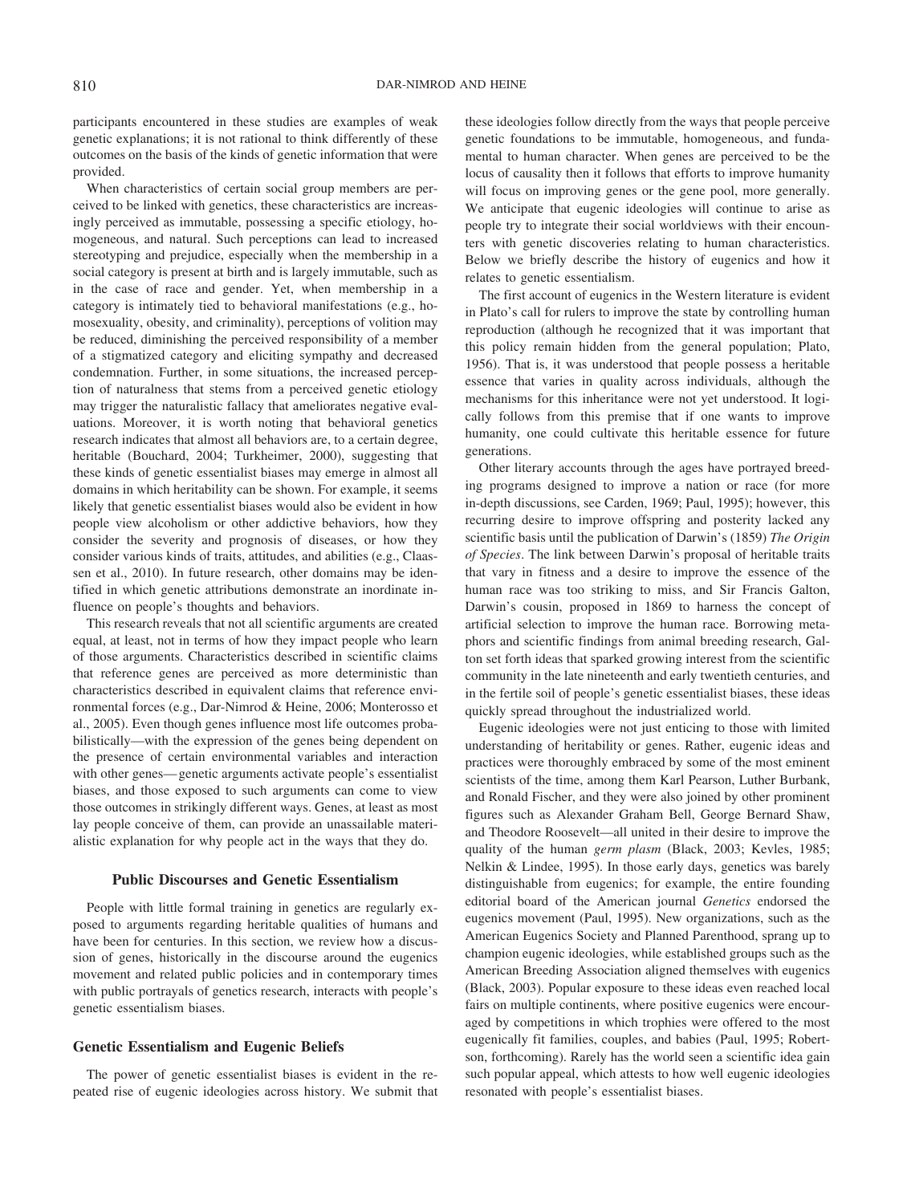participants encountered in these studies are examples of weak genetic explanations; it is not rational to think differently of these outcomes on the basis of the kinds of genetic information that were provided.

When characteristics of certain social group members are perceived to be linked with genetics, these characteristics are increasingly perceived as immutable, possessing a specific etiology, homogeneous, and natural. Such perceptions can lead to increased stereotyping and prejudice, especially when the membership in a social category is present at birth and is largely immutable, such as in the case of race and gender. Yet, when membership in a category is intimately tied to behavioral manifestations (e.g., homosexuality, obesity, and criminality), perceptions of volition may be reduced, diminishing the perceived responsibility of a member of a stigmatized category and eliciting sympathy and decreased condemnation. Further, in some situations, the increased perception of naturalness that stems from a perceived genetic etiology may trigger the naturalistic fallacy that ameliorates negative evaluations. Moreover, it is worth noting that behavioral genetics research indicates that almost all behaviors are, to a certain degree, heritable (Bouchard, 2004; Turkheimer, 2000), suggesting that these kinds of genetic essentialist biases may emerge in almost all domains in which heritability can be shown. For example, it seems likely that genetic essentialist biases would also be evident in how people view alcoholism or other addictive behaviors, how they consider the severity and prognosis of diseases, or how they consider various kinds of traits, attitudes, and abilities (e.g., Claassen et al., 2010). In future research, other domains may be identified in which genetic attributions demonstrate an inordinate influence on people's thoughts and behaviors.

This research reveals that not all scientific arguments are created equal, at least, not in terms of how they impact people who learn of those arguments. Characteristics described in scientific claims that reference genes are perceived as more deterministic than characteristics described in equivalent claims that reference environmental forces (e.g., Dar-Nimrod & Heine, 2006; Monterosso et al., 2005). Even though genes influence most life outcomes probabilistically—with the expression of the genes being dependent on the presence of certain environmental variables and interaction with other genes—genetic arguments activate people's essentialist biases, and those exposed to such arguments can come to view those outcomes in strikingly different ways. Genes, at least as most lay people conceive of them, can provide an unassailable materialistic explanation for why people act in the ways that they do.

## Public Discourses and Genetic Essentialism

People with little formal training in genetics are regularly exposed to arguments regarding heritable qualities of humans and have been for centuries. In this section, we review how a discussion of genes, historically in the discourse around the eugenics movement and related public policies and in contemporary times with public portrayals of genetics research, interacts with people's genetic essentialism biases.

### Genetic Essentialism and Eugenic Beliefs

The power of genetic essentialist biases is evident in the repeated rise of eugenic ideologies across history. We submit that these ideologies follow directly from the ways that people perceive genetic foundations to be immutable, homogeneous, and fundamental to human character. When genes are perceived to be the locus of causality then it follows that efforts to improve humanity will focus on improving genes or the gene pool, more generally. We anticipate that eugenic ideologies will continue to arise as people try to integrate their social worldviews with their encounters with genetic discoveries relating to human characteristics. Below we briefly describe the history of eugenics and how it relates to genetic essentialism.

The first account of eugenics in the Western literature is evident in Plato's call for rulers to improve the state by controlling human reproduction (although he recognized that it was important that this policy remain hidden from the general population; Plato, 1956). That is, it was understood that people possess a heritable essence that varies in quality across individuals, although the mechanisms for this inheritance were not yet understood. It logically follows from this premise that if one wants to improve humanity, one could cultivate this heritable essence for future generations.

Other literary accounts through the ages have portrayed breeding programs designed to improve a nation or race (for more in-depth discussions, see Carden, 1969; Paul, 1995); however, this recurring desire to improve offspring and posterity lacked any scientific basis until the publication of Darwin's (1859) *The Origin of Species*. The link between Darwin's proposal of heritable traits that vary in fitness and a desire to improve the essence of the human race was too striking to miss, and Sir Francis Galton, Darwin's cousin, proposed in 1869 to harness the concept of artificial selection to improve the human race. Borrowing metaphors and scientific findings from animal breeding research, Galton set forth ideas that sparked growing interest from the scientific community in the late nineteenth and early twentieth centuries, and in the fertile soil of people's genetic essentialist biases, these ideas quickly spread throughout the industrialized world.

Eugenic ideologies were not just enticing to those with limited understanding of heritability or genes. Rather, eugenic ideas and practices were thoroughly embraced by some of the most eminent scientists of the time, among them Karl Pearson, Luther Burbank, and Ronald Fischer, and they were also joined by other prominent figures such as Alexander Graham Bell, George Bernard Shaw, and Theodore Roosevelt—all united in their desire to improve the quality of the human *germ plasm* (Black, 2003; Kevles, 1985; Nelkin & Lindee, 1995). In those early days, genetics was barely distinguishable from eugenics; for example, the entire founding editorial board of the American journal *Genetics* endorsed the eugenics movement (Paul, 1995). New organizations, such as the American Eugenics Society and Planned Parenthood, sprang up to champion eugenic ideologies, while established groups such as the American Breeding Association aligned themselves with eugenics (Black, 2003). Popular exposure to these ideas even reached local fairs on multiple continents, where positive eugenics were encouraged by competitions in which trophies were offered to the most eugenically fit families, couples, and babies (Paul, 1995; Robertson, forthcoming). Rarely has the world seen a scientific idea gain such popular appeal, which attests to how well eugenic ideologies resonated with people's essentialist biases.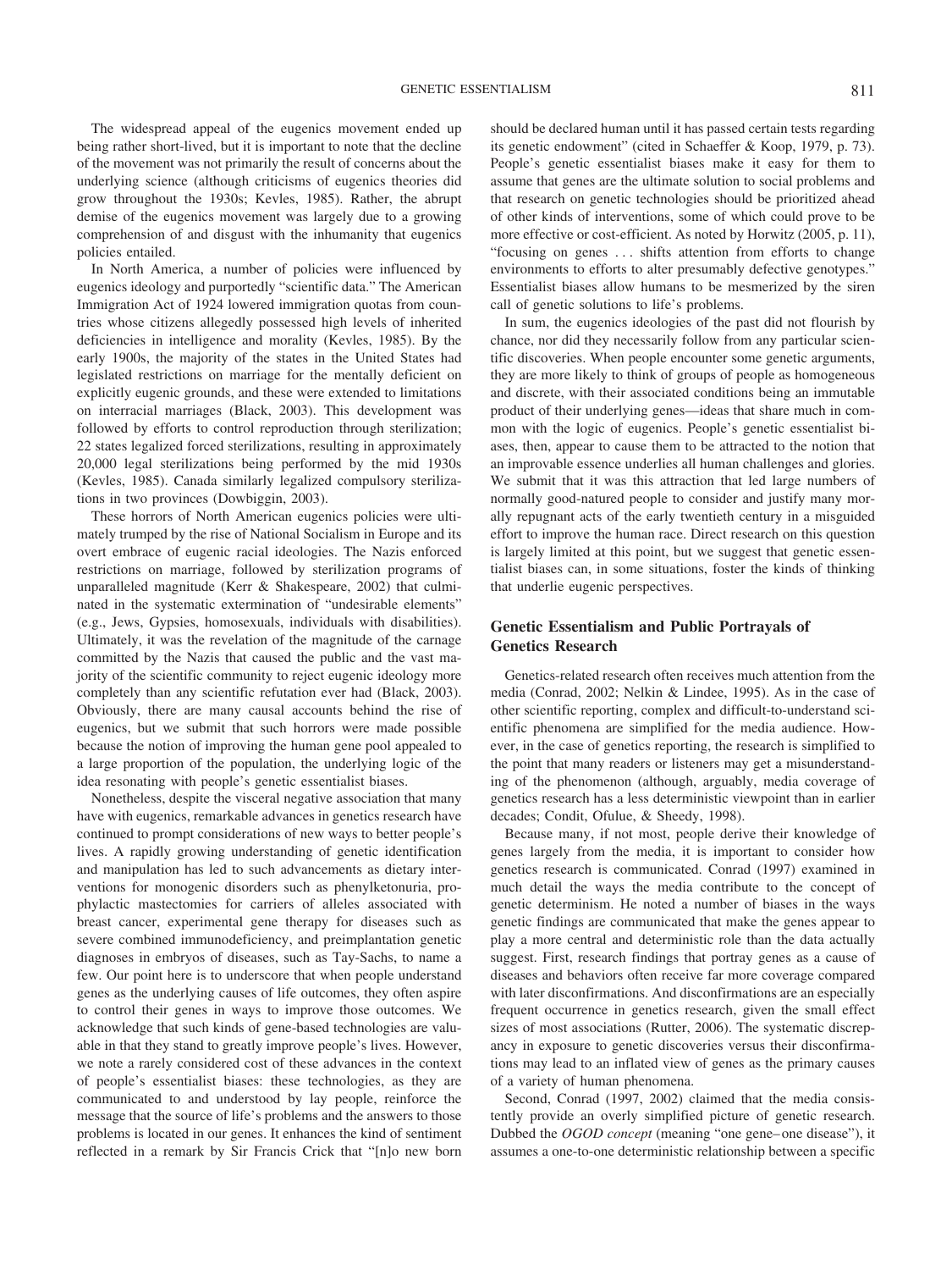The widespread appeal of the eugenics movement ended up being rather short-lived, but it is important to note that the decline of the movement was not primarily the result of concerns about the underlying science (although criticisms of eugenics theories did grow throughout the 1930s; Kevles, 1985). Rather, the abrupt demise of the eugenics movement was largely due to a growing comprehension of and disgust with the inhumanity that eugenics policies entailed.

In North America, a number of policies were influenced by eugenics ideology and purportedly "scientific data." The American Immigration Act of 1924 lowered immigration quotas from countries whose citizens allegedly possessed high levels of inherited deficiencies in intelligence and morality (Kevles, 1985). By the early 1900s, the majority of the states in the United States had legislated restrictions on marriage for the mentally deficient on explicitly eugenic grounds, and these were extended to limitations on interracial marriages (Black, 2003). This development was followed by efforts to control reproduction through sterilization; 22 states legalized forced sterilizations, resulting in approximately 20,000 legal sterilizations being performed by the mid 1930s (Kevles, 1985). Canada similarly legalized compulsory sterilizations in two provinces (Dowbiggin, 2003).

These horrors of North American eugenics policies were ultimately trumped by the rise of National Socialism in Europe and its overt embrace of eugenic racial ideologies. The Nazis enforced restrictions on marriage, followed by sterilization programs of unparalleled magnitude (Kerr & Shakespeare, 2002) that culminated in the systematic extermination of "undesirable elements" (e.g., Jews, Gypsies, homosexuals, individuals with disabilities). Ultimately, it was the revelation of the magnitude of the carnage committed by the Nazis that caused the public and the vast majority of the scientific community to reject eugenic ideology more completely than any scientific refutation ever had (Black, 2003). Obviously, there are many causal accounts behind the rise of eugenics, but we submit that such horrors were made possible because the notion of improving the human gene pool appealed to a large proportion of the population, the underlying logic of the idea resonating with people's genetic essentialist biases.

Nonetheless, despite the visceral negative association that many have with eugenics, remarkable advances in genetics research have continued to prompt considerations of new ways to better people's lives. A rapidly growing understanding of genetic identification and manipulation has led to such advancements as dietary interventions for monogenic disorders such as phenylketonuria, prophylactic mastectomies for carriers of alleles associated with breast cancer, experimental gene therapy for diseases such as severe combined immunodeficiency, and preimplantation genetic diagnoses in embryos of diseases, such as Tay-Sachs, to name a few. Our point here is to underscore that when people understand genes as the underlying causes of life outcomes, they often aspire to control their genes in ways to improve those outcomes. We acknowledge that such kinds of gene-based technologies are valuable in that they stand to greatly improve people's lives. However, we note a rarely considered cost of these advances in the context of people's essentialist biases: these technologies, as they are communicated to and understood by lay people, reinforce the message that the source of life's problems and the answers to those problems is located in our genes. It enhances the kind of sentiment reflected in a remark by Sir Francis Crick that "[n]o new born should be declared human until it has passed certain tests regarding its genetic endowment" (cited in Schaeffer & Koop, 1979, p. 73). People's genetic essentialist biases make it easy for them to assume that genes are the ultimate solution to social problems and that research on genetic technologies should be prioritized ahead of other kinds of interventions, some of which could prove to be more effective or cost-efficient. As noted by Horwitz (2005, p. 11), "focusing on genes . . . shifts attention from efforts to change environments to efforts to alter presumably defective genotypes." Essentialist biases allow humans to be mesmerized by the siren call of genetic solutions to life's problems.

In sum, the eugenics ideologies of the past did not flourish by chance, nor did they necessarily follow from any particular scientific discoveries. When people encounter some genetic arguments, they are more likely to think of groups of people as homogeneous and discrete, with their associated conditions being an immutable product of their underlying genes—ideas that share much in common with the logic of eugenics. People's genetic essentialist biases, then, appear to cause them to be attracted to the notion that an improvable essence underlies all human challenges and glories. We submit that it was this attraction that led large numbers of normally good-natured people to consider and justify many morally repugnant acts of the early twentieth century in a misguided effort to improve the human race. Direct research on this question is largely limited at this point, but we suggest that genetic essentialist biases can, in some situations, foster the kinds of thinking that underlie eugenic perspectives.

## Genetic Essentialism and Public Portrayals of Genetics Research

Genetics-related research often receives much attention from the media (Conrad, 2002; Nelkin & Lindee, 1995). As in the case of other scientific reporting, complex and difficult-to-understand scientific phenomena are simplified for the media audience. However, in the case of genetics reporting, the research is simplified to the point that many readers or listeners may get a misunderstanding of the phenomenon (although, arguably, media coverage of genetics research has a less deterministic viewpoint than in earlier decades; Condit, Ofulue, & Sheedy, 1998).

Because many, if not most, people derive their knowledge of genes largely from the media, it is important to consider how genetics research is communicated. Conrad (1997) examined in much detail the ways the media contribute to the concept of genetic determinism. He noted a number of biases in the ways genetic findings are communicated that make the genes appear to play a more central and deterministic role than the data actually suggest. First, research findings that portray genes as a cause of diseases and behaviors often receive far more coverage compared with later disconfirmations. And disconfirmations are an especially frequent occurrence in genetics research, given the small effect sizes of most associations (Rutter, 2006). The systematic discrepancy in exposure to genetic discoveries versus their disconfirmations may lead to an inflated view of genes as the primary causes of a variety of human phenomena.

Second, Conrad (1997, 2002) claimed that the media consistently provide an overly simplified picture of genetic research. Dubbed the *OGOD concept* (meaning "one gene–one disease"), it assumes a one-to-one deterministic relationship between a specific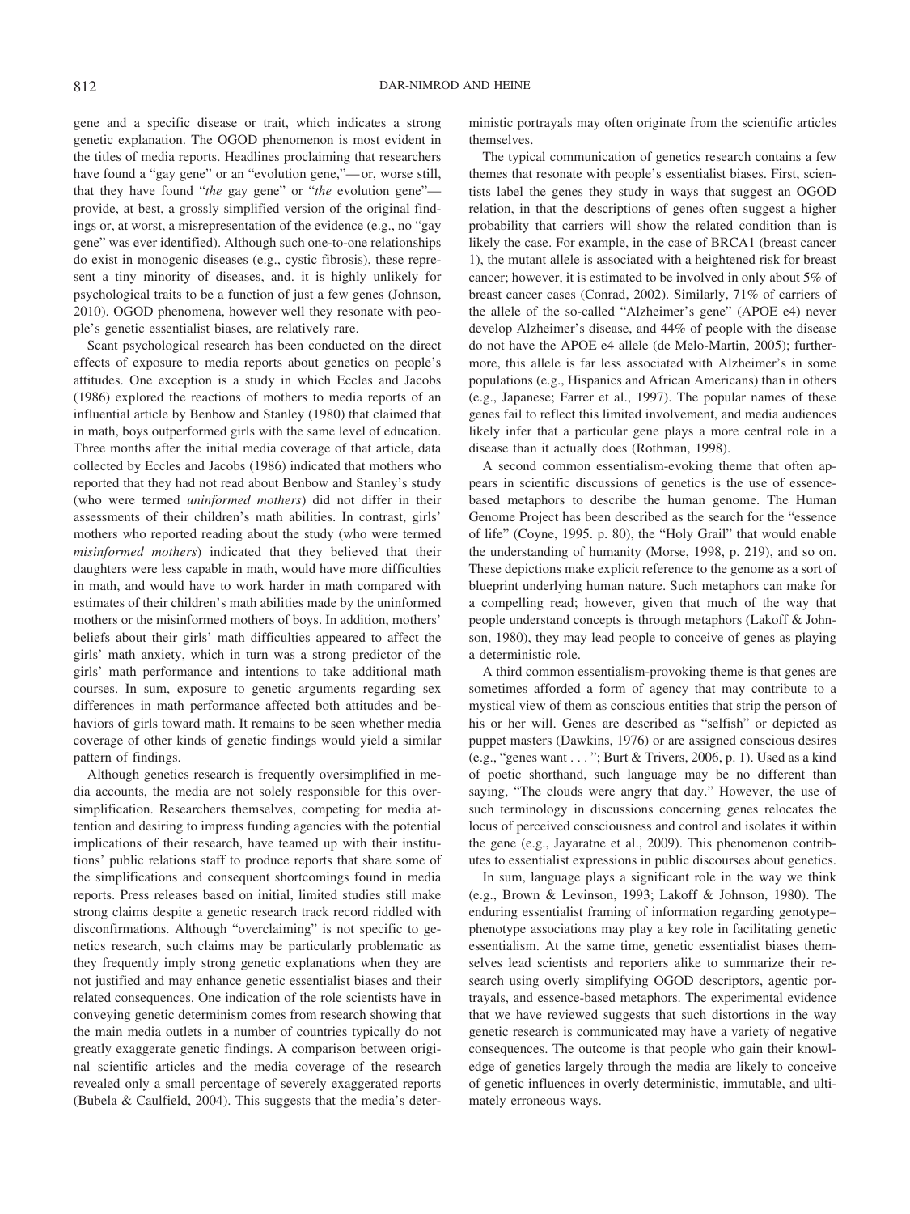gene and a specific disease or trait, which indicates a strong genetic explanation. The OGOD phenomenon is most evident in the titles of media reports. Headlines proclaiming that researchers have found a "gay gene" or an "evolution gene,"— or, worse still, that they have found "*the* gay gene" or "*the* evolution gene"— provide, at best, a grossly simplified version of the original findings or, at worst, a misrepresentation of the evidence (e.g., no "gay gene" was ever identified). Although such one-to-one relationships do exist in monogenic diseases (e.g., cystic fibrosis), these represent a tiny minority of diseases, and. it is highly unlikely for psychological traits to be a function of just a few genes (Johnson, 2010). OGOD phenomena, however well they resonate with people's genetic essentialist biases, are relatively rare.

Scant psychological research has been conducted on the direct effects of exposure to media reports about genetics on people's attitudes. One exception is a study in which Eccles and Jacobs (1986) explored the reactions of mothers to media reports of an influential article by Benbow and Stanley (1980) that claimed that in math, boys outperformed girls with the same level of education. Three months after the initial media coverage of that article, data collected by Eccles and Jacobs (1986) indicated that mothers who reported that they had not read about Benbow and Stanley's study (who were termed *uninformed mothers*) did not differ in their assessments of their children's math abilities. In contrast, girls' mothers who reported reading about the study (who were termed *misinformed mothers*) indicated that they believed that their daughters were less capable in math, would have more difficulties in math, and would have to work harder in math compared with estimates of their children's math abilities made by the uninformed mothers or the misinformed mothers of boys. In addition, mothers' beliefs about their girls' math difficulties appeared to affect the girls' math anxiety, which in turn was a strong predictor of the girls' math performance and intentions to take additional math courses. In sum, exposure to genetic arguments regarding sex differences in math performance affected both attitudes and behaviors of girls toward math. It remains to be seen whether media coverage of other kinds of genetic findings would yield a similar pattern of findings.

Although genetics research is frequently oversimplified in media accounts, the media are not solely responsible for this oversimplification. Researchers themselves, competing for media attention and desiring to impress funding agencies with the potential implications of their research, have teamed up with their institutions' public relations staff to produce reports that share some of the simplifications and consequent shortcomings found in media reports. Press releases based on initial, limited studies still make strong claims despite a research track record riddled with disconfirmations. Although "overclaiming" is not specific to genetics research, such claims may be particularly problematic as they frequently imply strong genetic explanations when they are not justified and may enhance genetic essentialist biases and their related consequences. One indication of the role scientists have in conveying genetic determinism comes from research showing that the main media outlets in a number of countries typically do not greatly exaggerate genetic findings. A comparison between original scientific articles and the media coverage of the research revealed only a small percentage of severely exaggerated reports (Bubela & Caulfield, 2004). This suggests that the media's deterministic portrayals may often originate from the scientific articles themselves.

The typical communication of genetics research contains a few themes that resonate with people's essentialist biases. First, scientists label the genes they study in ways that suggest an OGOD relation, in that the descriptions of genes often suggest a higher probability that carriers will show the related condition than is likely the case. For example, in the case of BRCA1 (breast cancer 1), the mutant allele is associated with a heightened risk for breast cancer; however, it is estimated to be involved in only about 5% of breast cancer cases (Conrad, 2002). Similarly, 71% of carriers of the allele of the so-called "Alzheimer's gene" (APOE e4) never develop Alzheimer's disease, and 44% of people with the disease do not have the APOE e4 allele (de Melo-Martin, 2005); furthermore, this allele is far less associated with Alzheimer's in some populations (e.g., Hispanics and African Americans) than in others (e.g., Japanese; Farrer et al., 1997). The popular names of these genes fail to reflect this limited involvement, and media audiences likely infer that a particular gene plays a more central role in a disease than it actually does (Rothman, 1998).

A second common essentialism-evoking theme that often appears in scientific discussions of genetics is the use of essence-based metaphors to describe the human genome. The Human Genome Project has been described as the search for the "essence of life" (Coyne, 1995. p. 80), the "Holy Grail" that would enable the understanding of humanity (Morse, 1998, p. 219), and so on. These depictions make explicit reference to the genome as a sort of blueprint underlying human nature. Such metaphors can make for a compelling read; however, given that much of the way that people understand concepts is through metaphors (Lakoff & Johnson, 1980), they may lead people to conceive of genes as playing a deterministic role.

A third common essentialism-provoking theme is that genes are sometimes afforded a form of agency that may contribute to a mystical view of them as conscious entities that strip the person of his or her will. Genes are described as "selfish" or depicted as puppet masters (Dawkins, 1976) or are assigned conscious desires (e.g., "genes want . . . "; Burt & Trivers, 2006, p. 1). Used as a kind of poetic shorthand, such language may be no different than saying, "The clouds were angry that day." However, the use of such terminology in discussions concerning genes relocates the locus of perceived consciousness and control and isolates it within the gene (e.g., Jayaratne et al., 2009). This phenomenon contributes to essentialist expressions in public discourses about genetics.

In sum, language plays a significant role in the way we think (e.g., Brown & Levinson, 1993; Lakoff & Johnson, 1980). The enduring essentialist framing of information regarding genotype–phenotype associations may play a key role in facilitating genetic essentialism. At the same time, genetic essentialist biases themselves lead scientists and reporters alike to summarize their research using overly simplifying OGOD descriptors, agentic portrayals, and essence-based metaphors. The experimental evidence that we have reviewed suggests that such distortions in the way genetic research is communicated may have a variety of negative consequences. The outcome is that people who gain their knowledge of genetics largely through the media are likely to conceive of genetic influences in overly deterministic, immutable, and ultimately erroneous ways.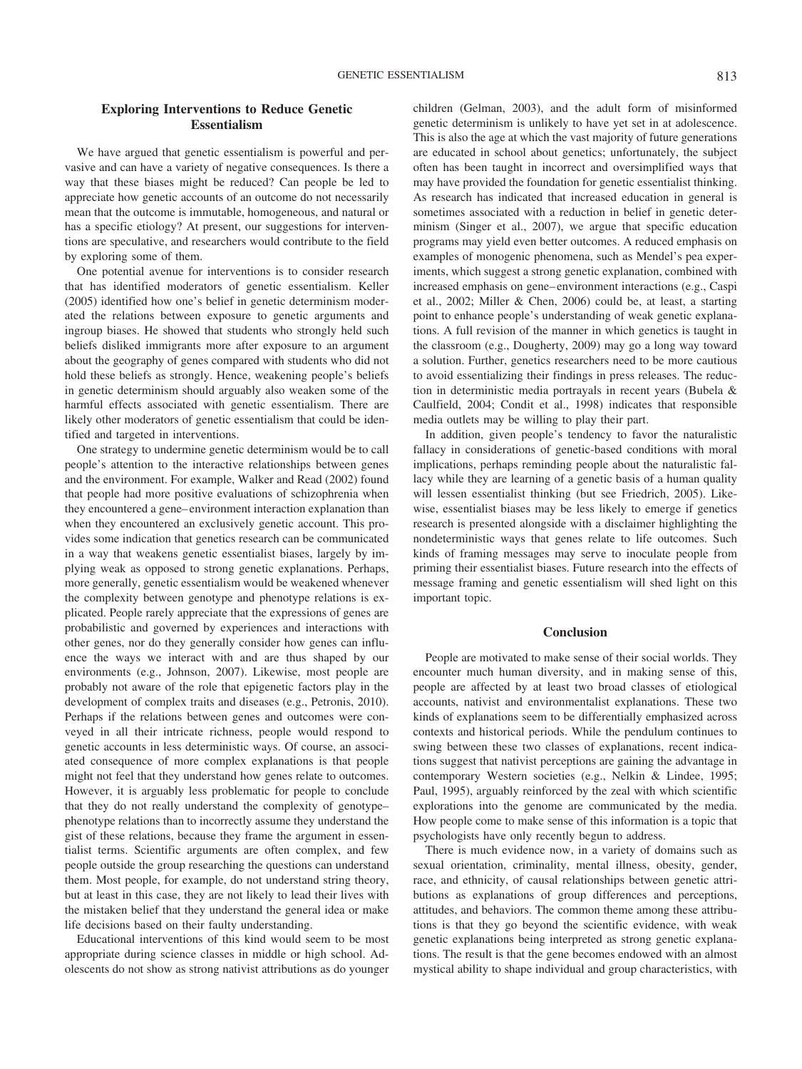## Exploring Interventions to Reduce Genetic Essentialism

We have argued that genetic essentialism is powerful and pervasive and can have a variety of negative consequences. Is there a way that these biases might be reduced? Can people be led to appreciate how genetic accounts of an outcome do not necessarily mean that the outcome is immutable, homogeneous, and natural or has a specific etiology? At present, our suggestions for interventions are speculative, and researchers would contribute to the field by exploring some of them.

One potential avenue for interventions is to consider research that has identified moderators of genetic essentialism. Keller (2005) identified how one's belief in genetic determinism moderated the relations between exposure to genetic arguments and ingroup biases. He showed that students who strongly held such beliefs disliked immigrants more after exposure to an argument about the geography of genes compared with students who did not hold these beliefs as strongly. Hence, weakening people's beliefs in genetic determinism should arguably also weaken some of the harmful effects associated with genetic essentialism. There are likely other moderators of genetic essentialism that could be identified and targeted in interventions.

One strategy to undermine genetic determinism would be to call people's attention to the interactive relationships between genes and the environment. For example, Walker and Read (2002) found that people had more positive evaluations of schizophrenia when they encountered a gene–environment interaction explanation than when they encountered an exclusively genetic account. This provides some indication that genetics research can be communicated in a way that weakens genetic essentialist biases, largely by implying weak as opposed to strong genetic explanations. Perhaps, more generally, genetic essentialism would be weakened whenever the complexity between genotype and phenotype relations is explicated. People rarely appreciate that the expressions of genes are probabilistic and governed by experiences and interactions with other genes, nor do they generally consider how genes can influence the ways we interact with and are thus shaped by our environments (e.g., Johnson, 2007). Likewise, most people are probably not aware of the role that epigenetic factors play in the development of complex traits and diseases (e.g., Petronis, 2010). Perhaps if the relations between genes and outcomes were conveyed in all their intricate richness, people would respond to genetic accounts in less deterministic ways. Of course, an associated consequence of more complex explanations is that people might not feel that they understand how genes relate to outcomes. However, it is arguably less problematic for people to conclude that they do not really understand the complexity of genotype–phenotype relations than to incorrectly assume they understand the gist of these relations, because they frame the argument in essentialist terms. Scientific arguments are often complex, and few people outside the group researching the questions can understand them. Most people, for example, do not understand string theory, but at least in this case, they are not likely to lead their lives with the mistaken belief that they understand the general idea or make life decisions based on their faulty understanding.

Educational interventions of this kind would seem to be most appropriate during science classes in middle or high school. Adolescents do not show as strong nativist attributions as do younger children (Gelman, 2003), and the adult form of misinformed genetic determinism is unlikely to have yet set in at adolescence. This is also the age at which the vast majority of future generations are educated in school about genetics; unfortunately, the subject often has been taught in incorrect and oversimplified ways that may have provided the foundation for genetic essentialist thinking. As research has indicated that increased education in general is sometimes associated with a reduction in belief in genetic determinism (Singer et al., 2007), we argue that specific education programs may yield even better outcomes. A reduced emphasis on examples of monogenic phenomena, such as Mendel's pea experiments, which suggest a strong genetic explanation, combined with increased emphasis on gene–environment interactions (e.g., Caspi et al., 2002; Miller & Chen, 2006) could be, at least, a starting point to enhance people's understanding of weak genetic explanations. A full revision of the manner in which genetics is taught in the classroom (e.g., Dougherty, 2009) may go a long way toward a solution. Further, genetics researchers need to be more cautious to avoid essentializing their findings in press releases. The reduction in deterministic media portrayals in recent years (Bubela & Caulfield, 2004; Condit et al., 1998) indicates that responsible media outlets may be willing to play their part.

In addition, given people's tendency to favor the naturalistic fallacy in considerations of genetic-based conditions with moral implications, perhaps reminding people about the naturalistic fallacy while they are learning of a genetic basis of a human quality will lessen essentialist thinking (but see Friedrich, 2005). Likewise, essentialist biases may be less likely to emerge if genetics research is presented alongside with a disclaimer highlighting the nondeterministic ways that genes relate to life outcomes. Such kinds of framing messages may serve to inoculate people from priming their essentialist biases. Future research into the effects of message framing and genetic essentialism will shed light on this important topic.

## Conclusion

People are motivated to make sense of their social worlds. They encounter much human diversity, and in making sense of this, people are affected by at least two broad classes of etiological accounts, nativist and environmentalist explanations. These two kinds of explanations seem to be differentially emphasized across contexts and historical periods. While the pendulum continues to swing between these two classes of explanations, recent indications suggest that nativist perceptions are gaining the advantage in contemporary Western societies (e.g., Nelkin & Lindee, 1995; Paul, 1995), arguably reinforced by the zeal with which scientific explorations into the genome are communicated by the media. How people come to make sense of this information is a topic that psychologists have only recently begun to address.

There is much evidence now, in a variety of domains such as sexual orientation, criminality, mental illness, obesity, gender, race, and ethnicity, of causal relationships between genetic attributions as explanations of group differences and perceptions, attitudes, and behaviors. The common theme among these attributions is that they go beyond the scientific evidence, with weak genetic explanations being interpreted as strong genetic explanations. The result is that the gene becomes endowed with an almost mystical ability to shape individual and group characteristics, with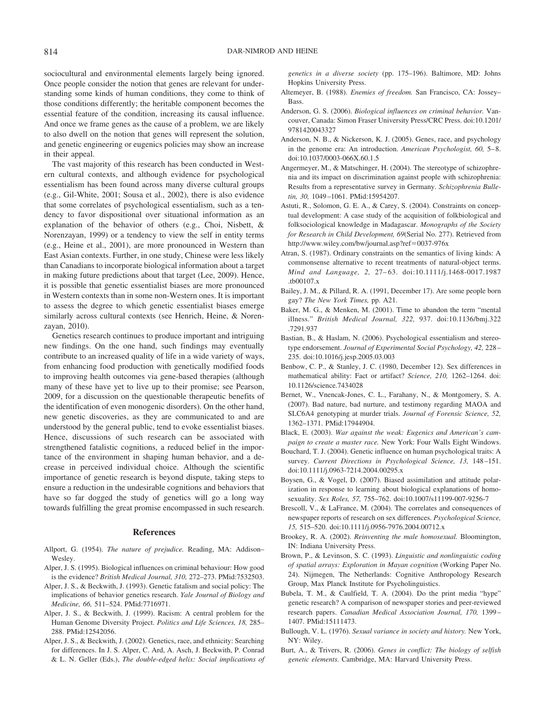sociocultural and environmental elements largely being ignored. Once people consider the notion that genes are relevant for understanding some kinds of human conditions, they come to think of those conditions differently; the heritable component becomes the essential feature of the condition, increasing its causal influence. And once we frame genes as the cause of a problem, we are likely to also dwell on the notion that genes will represent the solution, and genetic engineering or eugenics policies may show an increase in their appeal.

The vast majority of this research has been conducted in Western cultural contexts, and although evidence for psychological essentialism has been found across many diverse cultural groups (e.g., Gil-White, 2001; Sousa et al., 2002), there is also evidence that some correlates of psychological essentialism, such as a tendency to favor dispositional over situational information as an explanation of the behavior of others (e.g., Choi, Nisbett, & Norenzayan, 1999) or a tendency to view the self in entity terms (e.g., Heine et al., 2001), are more pronounced in Western than East Asian contexts. Further, in one study, Chinese were less likely than Canadians to incorporate biological information about a target in making future predictions about that target (Lee, 2009). Hence, it is possible that genetic essentialist biases are more pronounced in Western contexts than in some non-Western ones. It is important to assess the degree to which genetic essentialist biases emerge similarly across cultural contexts (see Henrich, Heine, & Norenzayan, 2010).

Genetics research continues to produce important and intriguing new findings. On the one hand, such findings may eventually contribute to an increased quality of life in a wide variety of ways, from enhancing food production with genetically modified foods to improving health outcomes via gene-based therapies (although many of these have yet to live up to their promise; see Pearson, 2009, for a discussion on the questionable therapeutic benefits of the identification of even monogenic disorders). On the other hand, new genetic discoveries, as they are communicated to and are understood by the general public, tend to evoke essentialist biases. Hence, discussions of such research can be associated with strengthened fatalistic cognitions, a reduced belief in the importance of the environment in shaping human behavior, and a decrease in perceived individual choice. Although the scientific importance of genetic research is beyond dispute, taking steps to ensure a reduction in the undesirable cognitions and behaviors that have so far dogged the study of genetics will go a long way towards fulfilling the great promise encompassed in such research.

## References

Allport, G. (1954). *The nature of prejudice.* Reading, MA: Addison–Wesley.

Alper, J. S. (1995). Biological influences on criminal behaviour: How good is the evidence? *British Medical Journal, 310,* 272–273. PMid:7532503.

Alper, J. S., & Beckwith, J. (1993). Genetic fatalism and social policy: The implications of behavior genetics research. *Yale Journal of Biology and Medicine, 66,* 511–524. PMid:7716971.

Alper, J. S., & Beckwith, J. (1999). Racism: A central problem for the Human Genome Diversity Project. *Politics and Life Sciences, 18,* 285–288. PMid:12542056.

Alper, J. S., & Beckwith, J. (2002). Genetics, race, and ethnicity: Searching for differences. In J. S. Alper, C. Ard, A. Asch, J. Beckwith, P. Conrad & L. N. Geller (Eds.), *The double-edged helix: Social implications of genetics in a diverse society* (pp. 175–196). Baltimore, MD: Johns Hopkins University Press.

Altemeyer, B. (1988). *Enemies of freedom.* San Francisco, CA: Jossey–Bass.

Anderson, G. S. (2006). *Biological influences on criminal behavior.* Vancouver, Canada: Simon Fraser University Press/CRC Press. doi:10.1201/9781420043327

Anderson, N. B., & Nickerson, K. J. (2005). Genes, race, and psychology in the genome era: An introduction. *American Psychologist, 60,* 5–8. doi:10.1037/0003-066X.60.1.5

Angermeyer, M., & Matschinger, H. (2004). The stereotype of schizophrenia and its impact on discrimination against people with schizophrenia: Results from a representative survey in Germany. *Schizophrenia Bulletin, 30,* 1049–1061. PMid:15954207.

Astuti, R., Solomon, G. E. A., & Carey, S. (2004). Constraints on conceptual development: A case study of the acquisition of folkbiological and folksociological knowledge in Madagascar. *Monographs of the Society for Research in Child Development, 69*(Serial No. 277). Retrieved from http://www.wiley.com/bw/journal.asp?ref=0037-976x

Atran, S. (1987). Ordinary constraints on the semantics of living kinds: A commonsense alternative to recent treatments of natural-object terms. *Mind and Language, 2,* 27–63. doi:10.1111/j.1468-0017.1987.tb00107.x

Bailey, J. M., & Pillard, R. A. (1991, December 17). Are some people born gay? *The New York Times,* pp. A21.

Baker, M. G., & Menken, M. (2001). Time to abandon the term "mental illness." *British Medical Journal, 322,* 937. doi:10.1136/bmj.322.7291.937

Bastian, B., & Haslam, N. (2006). Psychological essentialism and stereotype endorsement. *Journal of Experimental Social Psychology, 42,* 228–235. doi:10.1016/j.jesp.2005.03.003

Benbow, C. P., & Stanley, J. C. (1980, December 12). Sex differences in mathematical ability: Fact or artifact? *Science, 210,* 1262–1264. doi:10.1126/science.7434028

Bernet, W., Vnencak-Jones, C. L., Farahany, N., & Montgomery, S. A. (2007). Bad nature, bad nurture, and testimony regarding MAOA and SLC6A4 genotyping at murder trials. *Journal of Forensic Science, 52,* 1362–1371. PMid:17944904.

Black, E. (2003). *War against the weak: Eugenics and American's campaign to create a master race.* New York: Four Walls Eight Windows.

Bouchard, T. J. (2004). Genetic influence on human psychological traits: A survey. *Current Directions in Psychological Science, 13,* 148–151. doi:10.1111/j.0963-7214.2004.00295.x

Boysen, G., & Vogel, D. (2007). Biased assimilation and attitude polarization in response to learning about biological explanations of homosexuality. *Sex Roles, 57,* 755–762. doi:10.1007/s11199-007-9256-7

Brescoll, V., & LaFrance, M. (2004). The correlates and consequences of newspaper reports of research on sex differences. *Psychological Science, 15,* 515–520. doi:10.1111/j.0956-7976.2004.00712.x

Brookey, R. A. (2002). *Reinventing the male homosexual.* Bloomington, IN: Indiana University Press.

Brown, P., & Levinson, S. C. (1993). *Linguistic and nonlinguistic coding of spatial arrays: Exploration in Mayan cognition* (Working Paper No. 24). Nijmegen, The Netherlands: Cognitive Anthropology Research Group, Max Planck Institute for Psycholinguistics.

Bubela, T. M., & Caulfield, T. A. (2004). Do the print media "hype" genetic research? A comparison of newspaper stories and peer-reviewed research papers. *Canadian Medical Association Journal, 170,* 1399–1407. PMid:15111473.

Bullough, V. L. (1976). *Sexual variance in society and history.* New York, NY: Wiley.

Burt, A., & Trivers, R. (2006). *Genes in conflict: The biology of selfish genetic elements.* Cambridge, MA: Harvard University Press.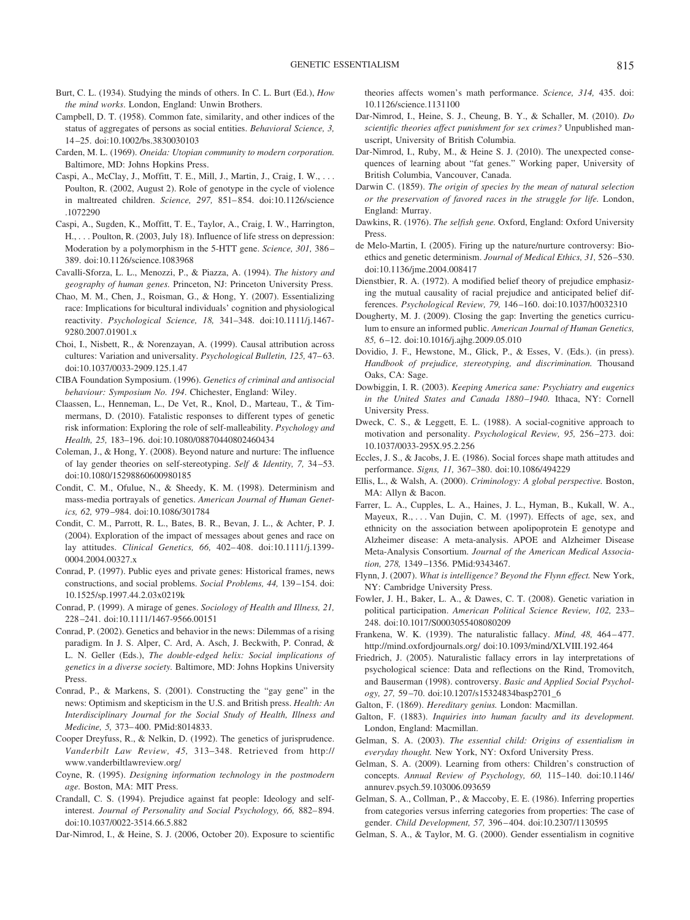Burt, C. L. (1934). Studying the minds of others. In C. L. Burt (Ed.), *How the mind works*. London, England: Unwin Brothers.

Campbell, D. T. (1958). Common fate, similarity, and other indices of the status of aggregates of persons as social entities. *Behavioral Science, 3,* 14–25. doi:10.1002/bs.3830030103

Carden, M. L. (1969). *Oneida: Utopian community to modern corporation.* Baltimore, MD: Johns Hopkins Press.

Caspi, A., McClay, J., Moffitt, T. E., Mill, J., Martin, J., Craig, I. W., . . . Poulton, R. (2002, August 2). Role of genotype in the cycle of violence in maltreated children. *Science, 297,* 851–854. doi:10.1126/science.1072290

Caspi, A., Sugden, K., Moffitt, T. E., Taylor, A., Craig, I. W., Harrington, H., . . . Poulton, R. (2003, July 18). Influence of life stress on depression: Moderation by a polymorphism in the 5-HTT gene. *Science, 301,* 386–389. doi:10.1126/science.1083968

Cavalli-Sforza, L. L., Menozzi, P., & Piazza, A. (1994). *The history and geography of human genes.* Princeton, NJ: Princeton University Press.

Chao, M. M., Chen, J., Roisman, G., & Hong, Y. (2007). Essentializing race: Implications for bicultural individuals' cognition and physiological reactivity. *Psychological Science, 18,* 341–348. doi:10.1111/j.1467-9280.2007.01901.x

Choi, I., Nisbett, R., & Norenzayan, A. (1999). Causal attribution across cultures: Variation and universality. *Psychological Bulletin, 125,* 47–63. doi:10.1037/0033-2909.125.1.47

CIBA Foundation Symposium. (1996). *Genetics of criminal and antisocial behaviour: Symposium No. 194*. Chichester, England: Wiley.

Claassen, L., Henneman, L., De Vet, R., Knol, D., Marteau, T., & Timmermans, D. (2010). Fatalistic responses to different types of genetic risk information: Exploring the role of self-malleability. *Psychology and Health, 25,* 183–196. doi:10.1080/08870440802460434

Coleman, J., & Hong, Y. (2008). Beyond nature and nurture: The influence of lay gender theories on self-stereotyping. *Self & Identity, 7,* 34–53. doi:10.1080/15298860600980185

Condit, C. M., Ofulue, N., & Sheedy, K. M. (1998). Determinism and mass-media portrayals of genetics. *American Journal of Human Genetics, 62,* 979–984. doi:10.1086/301784

Condit, C. M., Parrott, R. L., Bates, B. R., Bevan, J. L., & Achter, P. J. (2004). Exploration of the impact of messages about genes and race on lay attitudes. *Clinical Genetics, 66,* 402–408. doi:10.1111/j.1399-0004.2004.00327.x

Conrad, P. (1997). Public eyes and private genes: Historical frames, news constructions, and social problems. *Social Problems, 44,* 139–154. doi:10.1525/sp.1997.44.2.03x0219k

Conrad, P. (1999). A mirage of genes. *Sociology of Health and Illness, 21,* 228–241. doi:10.1111/1467-9566.00151

Conrad, P. (2002). Genetics and behavior in the news: Dilemmas of a rising paradigm. In J. S. Alper, C. Ard, A. Asch, J. Beckwith, P. Conrad, & L. N. Geller (Eds.), *The double-edged helix: Social implications of genetics in a diverse society.* Baltimore, MD: Johns Hopkins University Press.

Conrad, P., & Markens, S. (2001). Constructing the "gay gene" in the news: Optimism and skepticism in the U.S. and British press. *Health: An Interdisciplinary Journal for the Social Study of Health, Illness and Medicine, 5,* 373–400. PMid:8014833.

Cooper Dreyfuss, R., & Nelkin, D. (1992). The genetics of jurisprudence. *Vanderbilt Law Review, 45,* 313–348. Retrieved from http://www.vanderbiltlawreview.org/

Coyne, R. (1995). *Designing information technology in the postmodern age.* Boston, MA: MIT Press.

Crandall, C. S. (1994). Prejudice against fat people: Ideology and self-interest. *Journal of Personality and Social Psychology, 66,* 882–894. doi:10.1037/0022-3514.66.5.882

Dar-Nimrod, I., & Heine, S. J. (2006, October 20). Exposure to scientific theories affects women's math performance. *Science, 314,* 435. doi:10.1126/science.1131100

Dar-Nimrod, I., Heine, S. J., Cheung, B. Y., & Schaller, M. (2010). *Do scientific theories affect punishment for sex crimes?* Unpublished manuscript, University of British Columbia.

Dar-Nimrod, I., Ruby, M., & Heine S. J. (2010). The unexpected consequences of learning about "fat genes." Working paper, University of British Columbia, Vancouver, Canada.

Darwin C. (1859). *The origin of species by the mean of natural selection or the preservation of favored races in the struggle for life.* London, England: Murray.

Dawkins, R. (1976). *The selfish gene.* Oxford, England: Oxford University Press.

de Melo-Martin, I. (2005). Firing up the nature/nurture controversy: Bioethics and genetic determinism. *Journal of Medical Ethics, 31,* 526–530. doi:10.1136/jme.2004.008417

Dienstbier, R. A. (1972). A modified belief theory of prejudice emphasizing the mutual causality of racial prejudice and anticipated belief differences. *Psychological Review, 79,* 146–160. doi:10.1037/h0032310

Dougherty, M. J. (2009). Closing the gap: Inverting the genetics curriculum to ensure an informed public. *American Journal of Human Genetics, 85,* 6–12. doi:10.1016/j.ajhg.2009.05.010

Dovidio, J. F., Hewstone, M., Glick, P., & Esses, V. (Eds.). (in press). *Handbook of prejudice, stereotyping, and discrimination.* Thousand Oaks, CA: Sage.

Dowbiggin, I. R. (2003). *Keeping America sane: Psychiatry and eugenics in the United States and Canada 1880–1940.* Ithaca, NY: Cornell University Press.

Dweck, C. S., & Leggett, E. L. (1988). A social-cognitive approach to motivation and personality. *Psychological Review, 95,* 256–273. doi:10.1037/0033-295X.95.2.256

Eccles, J. S., & Jacobs, J. E. (1986). Social forces shape math attitudes and performance. *Signs, 11,* 367–380. doi:10.1086/494229

Ellis, L., & Walsh, A. (2000). *Criminology: A global perspective.* Boston, MA: Allyn & Bacon.

Farrer, L. A., Cupples, L. A., Haines, J. L., Hyman, B., Kukall, W. A., Mayeux, R., . . . Van Dujin, C. M. (1997). Effects of age, sex, and ethnicity on the association between apolipoprotein E genotype and Alzheimer disease: A meta-analysis. APOE and Alzheimer Disease Meta-Analysis Consortium. *Journal of the American Medical Association, 278,* 1349–1356. PMid:9343467.

Flynn, J. (2007). *What is intelligence? Beyond the Flynn effect.* New York, NY: Cambridge University Press.

Fowler, J. H., Baker, L. A., & Dawes, C. T. (2008). Genetic variation in political participation. *American Political Science Review, 102,* 233–248. doi:10.1017/S0003055408080209

Frankena, W. K. (1939). The naturalistic fallacy. *Mind, 48,* 464–477. http://mind.oxfordjournals.org/ doi:10.1093/mind/XLVIII.192.464

Friedrich, J. (2005). Naturalistic fallacy errors in lay interpretations of psychological science: Data and reflections on the Rind, Tromovitch, and Bauserman (1998). controversy. *Basic and Applied Social Psychology, 27,* 59–70. doi:10.1207/s15324834basp2701_6

Galton, F. (1869). *Hereditary genius.* London: Macmillan.

Galton, F. (1883). *Inquiries into human faculty and its development.* London, England: Macmillan.

Gelman, S. A. (2003). *The essential child: Origins of essentialism in everyday thought.* New York, NY: Oxford University Press.

Gelman, S. A. (2009). Learning from others: Children's construction of concepts. *Annual Review of Psychology, 60,* 115–140. doi:10.1146/annurev.psych.59.103006.093659

Gelman, S. A., Collman, P., & Maccoby, E. E. (1986). Inferring properties from categories versus inferring categories from properties: The case of gender. *Child Development, 57,* 396–404. doi:10.2307/1130595

Gelman, S. A., & Taylor, M. G. (2000). Gender essentialism in cognitive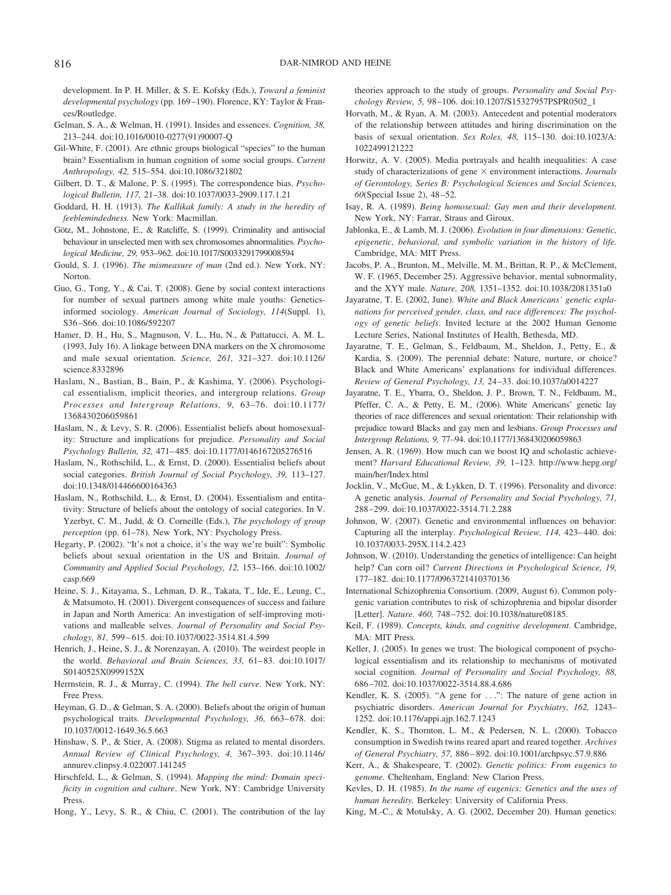development. In P. H. Miller, & S. E. Kofsky (Eds.), *Toward a feminist developmental psychology* (pp. 169–190). Florence, KY: Taylor & Frances/Routledge.

Gelman, S. A., & Welman, H. (1991). Insides and essences. *Cognition, 38,* 213–244. doi:10.1016/0010-0277(91)90007-Q

Gil-White, F. (2001). Are ethnic groups biological "species" to the human brain? Essentialism in human cognition of some social groups. *Current Anthropology, 42,* 515–554. doi:10.1086/321802

Gilbert, D. T., & Malone, P. S. (1995). The correspondence bias. *Psychological Bulletin, 117,* 21–38. doi:10.1037/0033-2909.117.1.21

Goddard, H. H. (1913). *The Kallikak family: A study in the heredity of feeblemindedness.* New York: Macmillan.

Götz, M., Johnstone, E., & Ratcliffe, S. (1999). Criminality and antisocial behaviour in unselected men with sex chromosomes abnormalities. *Psychological Medicine, 29,* 953–962. doi:10.1017/S0033291799008594

Gould, S. J. (1996). *The mismeasure of man* (2nd ed.). New York, NY: Norton.

Guo, G., Tong, Y., & Cai, T. (2008). Gene by social context interactions for number of sexual partners among white male youths: Genetics-informed sociology. *American Journal of Sociology, 114*(Suppl. 1), S36–S66. doi:10.1086/592207

Hamer, D. H., Hu, S., Magnuson, V. L., Hu, N., & Pattatucci, A. M. L. (1993, July 16). A linkage between DNA markers on the X chromosome and male sexual orientation. *Science, 261,* 321–327. doi:10.1126/science.8332896

Haslam, N., Bastian, B., Bain, P., & Kashima, Y. (2006). Psychological essentialism, implicit theories, and intergroup relations. *Group Processes and Intergroup Relations, 9,* 63–76. doi:10.1177/1368430206059861

Haslam, N., & Levy, S. R. (2006). Essentialist beliefs about homosexuality: Structure and implications for prejudice. *Personality and Social Psychology Bulletin, 32,* 471–485. doi:10.1177/0146167205276516

Haslam, N., Rothschild, L., & Ernst, D. (2000). Essentialist beliefs about social categories. *British Journal of Social Psychology, 39,* 113–127. doi:10.1348/014466600164363

Haslam, N., Rothschild, L., & Ernst, D. (2004). Essentialism and entitativity: Structure of beliefs about the ontology of social categories. In V. Yzerbyt, C. M., Judd, & O. Corneille (Eds.), *The psychology of group perception* (pp. 61–78). New York, NY: Psychology Press.

Hegarty, P. (2002). "It's not a choice, it's the way we're built": Symbolic beliefs about sexual orientation in the US and Britain. *Journal of Community and Applied Social Psychology, 12,* 153–166. doi:10.1002/casp.669

Heine, S. J., Kitayama, S., Lehman, D. R., Takata, T., Ide, E., Leung, C., & Matsumoto, H. (2001). Divergent consequences of success and failure in Japan and North America: An investigation of self-improving motivations and malleable selves. *Journal of Personality and Social Psychology, 81,* 599–615. doi:10.1037/0022-3514.81.4.599

Henrich, J., Heine, S. J., & Norenzayan, A. (2010). The weirdest people in the world. *Behavioral and Brain Sciences, 33,* 61–83. doi:10.1017/S0140525X0999152X

Herrnstein, R. J., & Murray, C. (1994). *The bell curve.* New York, NY: Free Press.

Heyman, G. D., & Gelman, S. A. (2000). Beliefs about the origin of human psychological traits. *Developmental Psychology, 36,* 663–678. doi:10.1037/0012-1649.36.5.663

Hinshaw, S. P., & Stier, A. (2008). Stigma as related to mental disorders. *Annual Review of Clinical Psychology, 4,* 367–393. doi:10.1146/annurev.clinpsy.4.022007.141245

Hirschfeld, L., & Gelman, S. (1994). *Mapping the mind: Domain specificity in cognition and culture*. New York, NY: Cambridge University Press.

Hong, Y., Levy, S. R., & Chiu, C. (2001). The contribution of the lay theories approach to the study of groups. *Personality and Social Psychology Review, 5,* 98–106. doi:10.1207/S15327957PSPR0502_1

Horvath, M., & Ryan, A. M. (2003). Antecedent and potential moderators of the relationship between attitudes and hiring discrimination on the basis of sexual orientation. *Sex Roles, 48,* 115–130. doi:10.1023/A:1022499121222

Horwitz, A. V. (2005). Media portrayals and health inequalities: A case study of characterizations of gene × environment interactions. *Journals of Gerontology, Series B: Psychological Sciences and Social Sciences, 60*(Special Issue 2), 48–52.

Isay, R. A. (1989). *Being homosexual: Gay men and their development.* New York, NY: Farrar, Straus and Giroux.

Jablonka, E., & Lamb, M. J. (2006). *Evolution in four dimensions: Genetic, epigenetic, behavioral, and symbolic variation in the history of life.* Cambridge, MA: MIT Press.

Jacobs, P. A., Brunton, M., Melville, M. M., Brittan, R. P., & McClement, W. F. (1965, December 25). Aggressive behavior, mental subnormality, and the XYY male. *Nature, 208,* 1351–1352. doi:10.1038/2081351a0

Jayaratne, T. E. (2002, June). *White and Black Americans' genetic explanations for perceived gender, class, and race differences: The psychology of genetic beliefs*. Invited lecture at the 2002 Human Genome Lecture Series, National Institutes of Health, Bethesda, MD.

Jayaratne, T. E., Gelman, S., Feldbaum, M., Sheldon, J., Petty, E., & Kardia, S. (2009). The perennial debate: Nature, nurture, or choice? Black and White Americans' explanations for individual differences. *Review of General Psychology, 13,* 24–33. doi:10.1037/a0014227

Jayaratne, T. E., Ybarra, O., Sheldon, J. P., Brown, T. N., Feldbaum, M., Pfeffer, C. A., & Petty, E. M., (2006). White Americans' genetic lay theories of race differences and sexual orientation: Their relationship with prejudice toward Blacks and gay men and lesbians. *Group Processes and Intergroup Relations, 9,* 77–94. doi:10.1177/1368430206059863

Jensen, A. R. (1969). How much can we boost IQ and scholastic achievement? *Harvard Educational Review, 39,* 1–123. http://www.hepg.org/main/her/Index.html

Jocklin, V., McGue, M., & Lykken, D. T. (1996). Personality and divorce: A genetic analysis. *Journal of Personality and Social Psychology, 71,* 288–299. doi:10.1037/0022-3514.71.2.288

Johnson, W. (2007). Genetic and environmental influences on behavior: Capturing all the interplay. *Psychological Review, 114,* 423–440. doi:10.1037/0033-295X.114.2.423

Johnson, W. (2010). Understanding the genetics of intelligence: Can height help? Can corn oil? *Current Directions in Psychological Science, 19,* 177–182. doi:10.1177/0963721410370136

International Schizophrenia Consortium. (2009, August 6). Common polygenic variation contributes to risk of schizophrenia and bipolar disorder [Letter]. *Nature. 460,* 748–752. doi:10.1038/nature08185.

Keil, F. (1989). *Concepts, kinds, and cognitive development.* Cambridge, MA: MIT Press.

Keller, J. (2005). In genes we trust: The biological component of psychological essentialism and its relationship to mechanisms of motivated social cognition. *Journal of Personality and Social Psychology, 88,* 686–702. doi:10.1037/0022-3514.88.4.686

Kendler, K. S. (2005). "A gene for . . .": The nature of gene action in psychiatric disorders. *American Journal for Psychiatry, 162,* 1243–1252. doi:10.1176/appi.ajp.162.7.1243

Kendler, K. S., Thornton, L. M., & Pedersen, N. L. (2000). Tobacco consumption in Swedish twins reared apart and reared together. *Archives of General Psychiatry, 57,* 886–892. doi:10.1001/archpsyc.57.9.886

Kerr, A., & Shakespeare, T. (2002). *Genetic politics: From eugenics to genome.* Cheltenham, England: New Clarion Press.

Kevles, D. H. (1985). *In the name of eugenics: Genetics and the uses of human heredity.* Berkeley: University of California Press.

King, M.-C., & Motulsky, A. G. (2002, December 20). Human genetics: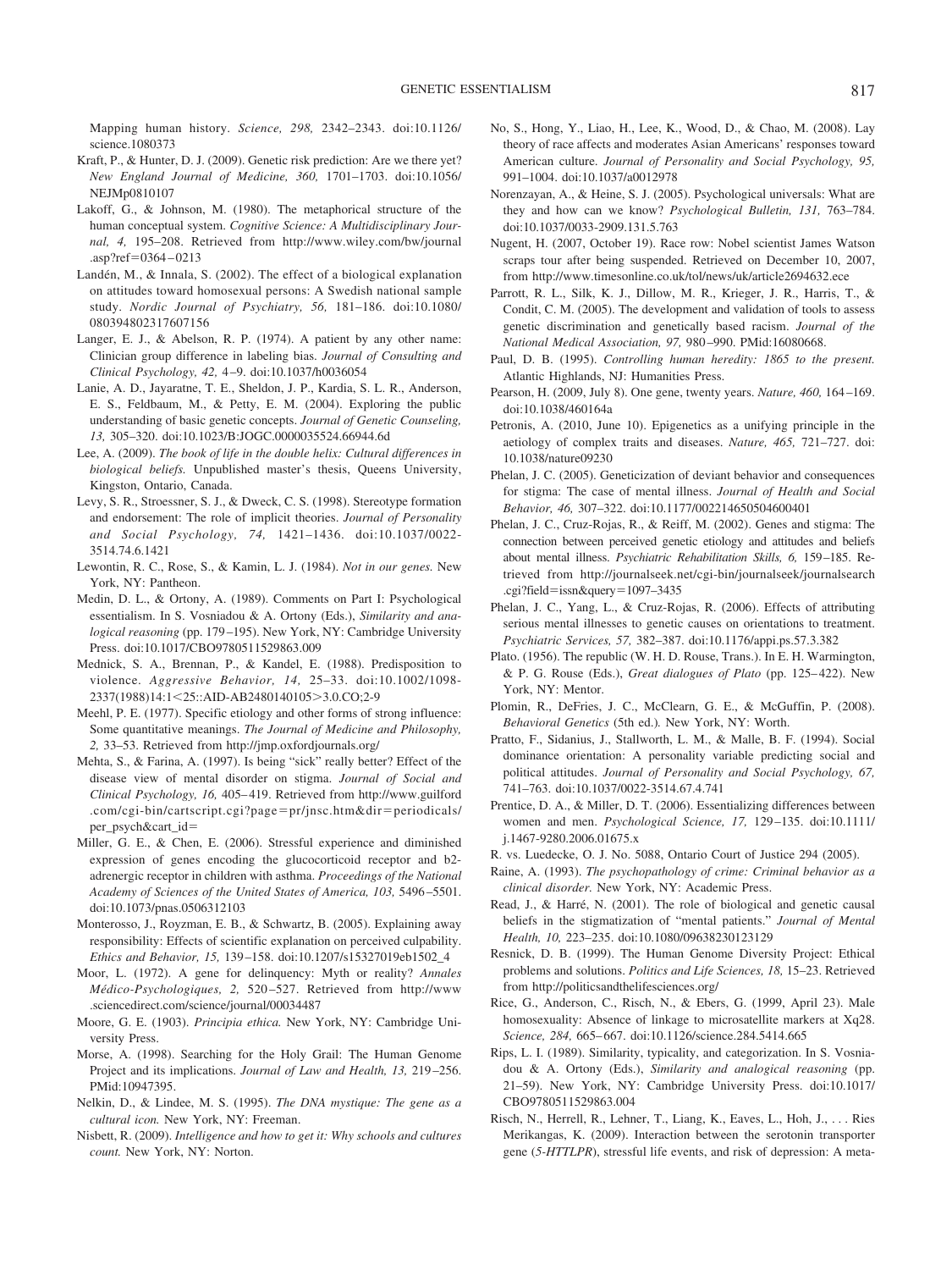Mapping human history. *Science, 298,* 2342–2343. doi:10.1126/science.1080373

Kraft, P., & Hunter, D. J. (2009). Genetic risk prediction: Are we there yet? *New England Journal of Medicine, 360,* 1701–1703. doi:10.1056/NEJMp0810107

Lakoff, G., & Johnson, M. (1980). The metaphorical structure of the human conceptual system. *Cognitive Science: A Multidisciplinary Journal, 4,* 195–208. Retrieved from http://www.wiley.com/bw/journal.asp?ref=0364–0213

Landén, M., & Innala, S. (2002). The effect of a biological explanation on attitudes toward homosexual persons: A Swedish national sample study. *Nordic Journal of Psychiatry, 56,* 181–186. doi:10.1080/080394802317607156

Langer, E. J., & Abelson, R. P. (1974). A patient by any other name: Clinician group difference in labeling bias. *Journal of Consulting and Clinical Psychology, 42,* 4–9. doi:10.1037/h0036054

Lanie, A. D., Jayaratne, T. E., Sheldon, J. P., Kardia, S. L. R., Anderson, E. S., Feldbaum, M., & Petty, E. M. (2004). Exploring the public understanding of basic genetic concepts. *Journal of Genetic Counseling, 13,* 305–320. doi:10.1023/B:JOGC.0000035524.66944.6d

Lee, A. (2009). *The book of life in the double helix: Cultural differences in biological beliefs.* Unpublished master's thesis, Queens University, Kingston, Ontario, Canada.

Levy, S. R., Stroessner, S. J., & Dweck, C. S. (1998). Stereotype formation and endorsement: The role of implicit theories. *Journal of Personality and Social Psychology, 74,* 1421–1436. doi:10.1037/0022-3514.74.6.1421

Lewontin, R. C., Rose, S., & Kamin, L. J. (1984). *Not in our genes.* New York, NY: Pantheon.

Medin, D. L., & Ortony, A. (1989). Comments on Part I: Psychological essentialism. In S. Vosniadou & A. Ortony (Eds.), *Similarity and analogical reasoning* (pp. 179–195). New York, NY: Cambridge University Press. doi:10.1017/CBO9780511529863.009

Mednick, S. A., Brennan, P., & Kandel, E. (1988). Predisposition to violence. *Aggressive Behavior, 14,* 25–33. doi:10.1002/1098-2337(1988)14:1<25::AID-AB2480140105>3.0.CO;2-9

Meehl, P. E. (1977). Specific etiology and other forms of strong influence: Some quantitative meanings. *The Journal of Medicine and Philosophy, 2,* 33–53. Retrieved from http://jmp.oxfordjournals.org/

Mehta, S., & Farina, A. (1997). Is being "sick" really better? Effect of the disease view of mental disorder on stigma. *Journal of Social and Clinical Psychology, 16,* 405–419. Retrieved from http://www.guilford.com/cgi-bin/cartscript.cgi?page=pr/jnsc.htm&dir=periodicals/per_psych&cart_id=

Miller, G. E., & Chen, E. (2006). Stressful experience and diminished expression of genes encoding the glucocorticoid receptor and b2-adrenergic receptor in children with asthma. *Proceedings of the National Academy of Sciences of the United States of America, 103,* 5496–5501. doi:10.1073/pnas.0506312103

Monterosso, J., Royzman, E. B., & Schwartz, B. (2005). Explaining away responsibility: Effects of scientific explanation on perceived culpability. *Ethics and Behavior, 15,* 139–158. doi:10.1207/s15327019eb1502_4

Moor, L. (1972). A gene for delinquency: Myth or reality? *Annales Médico-Psychologiques, 2,* 520–527. Retrieved from http://www.sciencedirect.com/science/journal/00034487

Moore, G. E. (1903). *Principia ethica.* New York, NY: Cambridge University Press.

Morse, A. (1998). Searching for the Holy Grail: The Human Genome Project and its implications. *Journal of Law and Health, 13,* 219–256. PMid:10947395.

Nelkin, D., & Lindee, M. S. (1995). *The DNA mystique: The gene as a cultural icon.* New York, NY: Freeman.

Nisbett, R. (2009). *Intelligence and how to get it: Why schools and cultures count.* New York, NY: Norton.

No, S., Hong, Y., Liao, H., Lee, K., Wood, D., & Chao, M. (2008). Lay theory of race affects and moderates Asian Americans' responses toward American culture. *Journal of Personality and Social Psychology, 95,* 991–1004. doi:10.1037/a0012978

Norenzayan, A., & Heine, S. J. (2005). Psychological universals: What are they and how can we know? *Psychological Bulletin, 131,* 763–784. doi:10.1037/0033-2909.131.5.763

Nugent, H. (2007, October 19). Race row: Nobel scientist James Watson scraps tour after being suspended. Retrieved on December 10, 2007, from http://www.timesonline.co.uk/tol/news/uk/article2694632.ece

Parrott, R. L., Silk, K. J., Dillow, M. R., Krieger, J. R., Harris, T., & Condit, C. M. (2005). The development and validation of tools to assess genetic discrimination and genetically based racism. *Journal of the National Medical Association, 97,* 980–990. PMid:16080668.

Paul, D. B. (1995). *Controlling human heredity: 1865 to the present.* Atlantic Highlands, NJ: Humanities Press.

Pearson, H. (2009, July 8). One gene, twenty years. *Nature, 460,* 164–169. doi:10.1038/460164a

Petronis, A. (2010, June 10). Epigenetics as a unifying principle in the aetiology of complex traits and diseases. *Nature, 465,* 721–727. doi:10.1038/nature09230

Phelan, J. C. (2005). Geneticization of deviant behavior and consequences for stigma: The case of mental illness. *Journal of Health and Social Behavior, 46,* 307–322. doi:10.1177/002214650504600401

Phelan, J. C., Cruz-Rojas, R., & Reiff, M. (2002). Genes and stigma: The connection between perceived genetic etiology and attitudes and beliefs about mental illness. *Psychiatric Rehabilitation Skills, 6,* 159–185. Retrieved from http://journalseek.net/cgi-bin/journalseek/journalsearch.cgi?field=issn&query=1097–3435

Phelan, J. C., Yang, L., & Cruz-Rojas, R. (2006). Effects of attributing serious mental illnesses to genetic causes on orientations to treatment. *Psychiatric Services, 57,* 382–387. doi:10.1176/appi.ps.57.3.382

Plato. (1956). The republic (W. H. D. Rouse, Trans.). In E. H. Warmington, & P. G. Rouse (Eds.), *Great dialogues of Plato* (pp. 125–422). New York, NY: Mentor.

Plomin, R., DeFries, J. C., McClearn, G. E., & McGuffin, P. (2008). *Behavioral Genetics* (5th ed.)*.* New York, NY: Worth.

Pratto, F., Sidanius, J., Stallworth, L. M., & Malle, B. F. (1994). Social dominance orientation: A personality variable predicting social and political attitudes. *Journal of Personality and Social Psychology, 67,* 741–763. doi:10.1037/0022-3514.67.4.741

Prentice, D. A., & Miller, D. T. (2006). Essentializing differences between women and men. *Psychological Science, 17,* 129–135. doi:10.1111/j.1467-9280.2006.01675.x

R. vs. Luedecke, O. J. No. 5088, Ontario Court of Justice 294 (2005).

Raine, A. (1993). *The psychopathology of crime: Criminal behavior as a clinical disorder.* New York, NY: Academic Press.

Read, J., & Harré, N. (2001). The role of biological and genetic causal beliefs in the stigmatization of "mental patients." *Journal of Mental Health, 10,* 223–235. doi:10.1080/09638230123129

Resnick, D. B. (1999). The Human Genome Diversity Project: Ethical problems and solutions. *Politics and Life Sciences, 18,* 15–23. Retrieved from http://politicsandthelifesciences.org/

Rice, G., Anderson, C., Risch, N., & Ebers, G. (1999, April 23). Male homosexuality: Absence of linkage to microsatellite markers at Xq28. *Science, 284,* 665–667. doi:10.1126/science.284.5414.665

Rips, L. I. (1989). Similarity, typicality, and categorization. In S. Vosniadou & A. Ortony (Eds.), *Similarity and analogical reasoning* (pp. 21–59). New York, NY: Cambridge University Press. doi:10.1017/CBO9780511529863.004

Risch, N., Herrell, R., Lehner, T., Liang, K., Eaves, L., Hoh, J., . . . Ries Merikangas, K. (2009). Interaction between the serotonin transporter gene (*5-HTTLPR*), stressful life events, and risk of depression: A meta-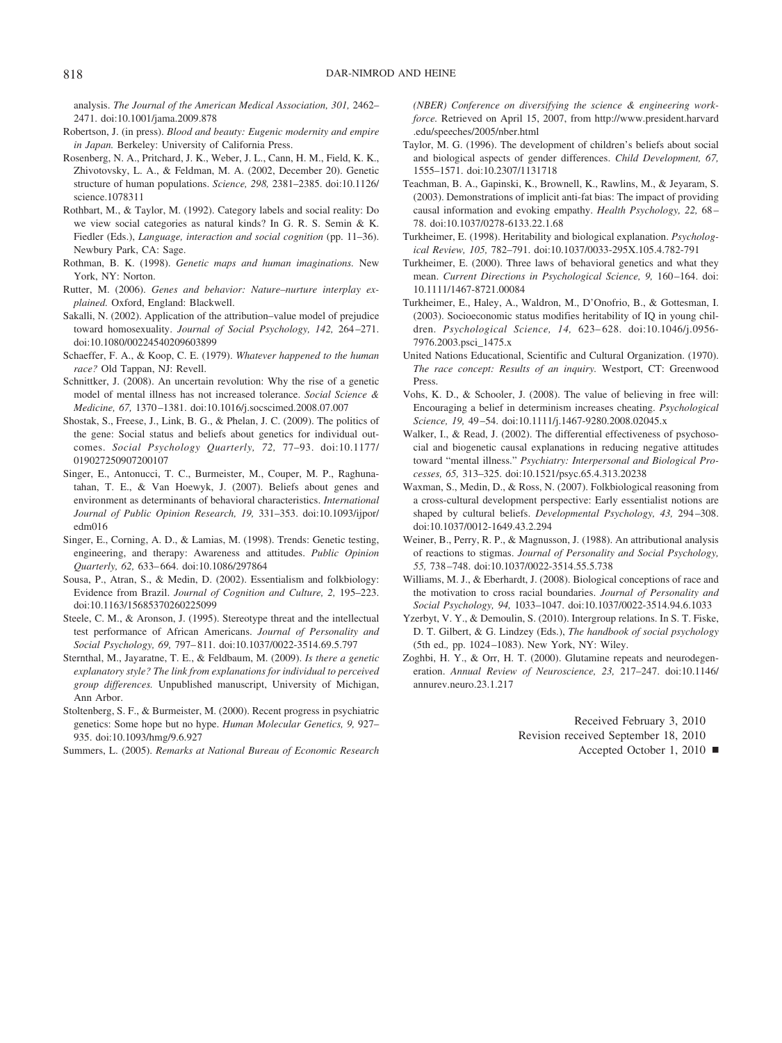analysis. *The Journal of the American Medical Association, 301,* 2462–2471. doi:10.1001/jama.2009.878

Robertson, J. (in press). *Blood and beauty: Eugenic modernity and empire in Japan.* Berkeley: University of California Press.

Rosenberg, N. A., Pritchard, J. K., Weber, J. L., Cann, H. M., Field, K. K., Zhivotovsky, L. A., & Feldman, M. A. (2002, December 20). Genetic structure of human populations. *Science, 298,* 2381–2385. doi:10.1126/science.1078311

Rothbart, M., & Taylor, M. (1992). Category labels and social reality: Do we view social categories as natural kinds? In G. R. S. Semin & K. Fiedler (Eds.), *Language, interaction and social cognition* (pp. 11–36). Newbury Park, CA: Sage.

Rothman, B. K. (1998). *Genetic maps and human imaginations.* New York, NY: Norton.

Rutter, M. (2006). *Genes and behavior: Nature–nurture interplay explained.* Oxford, England: Blackwell.

Sakalli, N. (2002). Application of the attribution–value model of prejudice toward homosexuality. *Journal of Social Psychology, 142,* 264–271. doi:10.1080/00224540209603899

Schaeffer, F. A., & Koop, C. E. (1979). *Whatever happened to the human race?* Old Tappan, NJ: Revell.

Schnittker, J. (2008). An uncertain revolution: Why the rise of a genetic model of mental illness has not increased tolerance. *Social Science & Medicine, 67,* 1370–1381. doi:10.1016/j.socscimed.2008.07.007

Shostak, S., Freese, J., Link, B. G., & Phelan, J. C. (2009). The politics of the gene: Social status and beliefs about genetics for individual outcomes. *Social Psychology Quarterly, 72,* 77–93. doi:10.1177/019027250907200107

Singer, E., Antonucci, T. C., Burmeister, M., Couper, M. P., Raghunatahan, T. E., & Van Hoewyk, J. (2007). Beliefs about genes and environment as determinants of behavioral characteristics. *International Journal of Public Opinion Research, 19,* 331–353. doi:10.1093/ijpor/edm016

Singer, E., Corning, A. D., & Lamias, M. (1998). Trends: Genetic testing, engineering, and therapy: Awareness and attitudes. *Public Opinion Quarterly, 62,* 633–664. doi:10.1086/297864

Sousa, P., Atran, S., & Medin, D. (2002). Essentialism and folkbiology: Evidence from Brazil. *Journal of Cognition and Culture, 2,* 195–223. doi:10.1163/15685370260225099

Steele, C. M., & Aronson, J. (1995). Stereotype threat and the intellectual test performance of African Americans. *Journal of Personality and Social Psychology, 69,* 797–811. doi:10.1037/0022-3514.69.5.797

Sternthal, M., Jayaratne, T. E., & Feldbaum, M. (2009). *Is there a genetic explanatory style? The link from explanations for individual to perceived group differences.* Unpublished manuscript, University of Michigan, Ann Arbor.

Stoltenberg, S. F., & Burmeister, M. (2000). Recent progress in psychiatric genetics: Some hope but no hype. *Human Molecular Genetics, 9,* 927–935. doi:10.1093/hmg/9.6.927

Summers, L. (2005). *Remarks at National Bureau of Economic Research (NBER) Conference on diversifying the science & engineering workforce.* Retrieved on April 15, 2007, from http://www.president.harvard.edu/speeches/2005/nber.html

Taylor, M. G. (1996). The development of children's beliefs about social and biological aspects of gender differences. *Child Development, 67,* 1555–1571. doi:10.2307/1131718

Teachman, B. A., Gapinski, K., Brownell, K., Rawlins, M., & Jeyaram, S. (2003). Demonstrations of implicit anti-fat bias: The impact of providing causal information and evoking empathy. *Health Psychology, 22,* 68–78. doi:10.1037/0278-6133.22.1.68

Turkheimer, E. (1998). Heritability and biological explanation. *Psychological Review, 105,* 782–791. doi:10.1037/0033-295X.105.4.782-791

Turkheimer, E. (2000). Three laws of behavioral genetics and what they mean. *Current Directions in Psychological Science, 9,* 160–164. doi:10.1111/1467-8721.00084

Turkheimer, E., Haley, A., Waldron, M., D'Onofrio, B., & Gottesman, I. (2003). Socioeconomic status modifies heritability of IQ in young children. *Psychological Science, 14,* 623–628. doi:10.1046/j.0956-7976.2003.psci_1475.x

United Nations Educational, Scientific and Cultural Organization. (1970). *The race concept: Results of an inquiry.* Westport, CT: Greenwood Press.

Vohs, K. D., & Schooler, J. (2008). The value of believing in free will: Encouraging a belief in determinism increases cheating. *Psychological Science, 19,* 49–54. doi:10.1111/j.1467-9280.2008.02045.x

Walker, I., & Read, J. (2002). The differential effectiveness of psychosocial and biogenetic causal explanations in reducing negative attitudes toward "mental illness." *Psychiatry: Interpersonal and Biological Processes, 65,* 313–325. doi:10.1521/psyc.65.4.313.20238

Waxman, S., Medin, D., & Ross, N. (2007). Folkbiological reasoning from a cross-cultural development perspective: Early essentialist notions are shaped by cultural beliefs. *Developmental Psychology, 43,* 294–308. doi:10.1037/0012-1649.43.2.294

Weiner, B., Perry, R. P., & Magnusson, J. (1988). An attributional analysis of reactions to stigmas. *Journal of Personality and Social Psychology, 55,* 738–748. doi:10.1037/0022-3514.55.5.738

Williams, M. J., & Eberhardt, J. (2008). Biological conceptions of race and the motivation to cross racial boundaries. *Journal of Personality and Social Psychology, 94,* 1033–1047. doi:10.1037/0022-3514.94.6.1033

Yzerbyt, V. Y., & Demoulin, S. (2010). Intergroup relations. In S. T. Fiske, D. T. Gilbert, & G. Lindzey (Eds.), *The handbook of social psychology* (5th ed., pp. 1024–1083). New York, NY: Wiley.

Zoghbi, H. Y., & Orr, H. T. (2000). Glutamine repeats and neurodegeneration. *Annual Review of Neuroscience, 23,* 217–247. doi:10.1146/annurev.neuro.23.1.217

Received February 3, 2010
Revision received September 18, 2010
Accepted October 1, 2010 ■